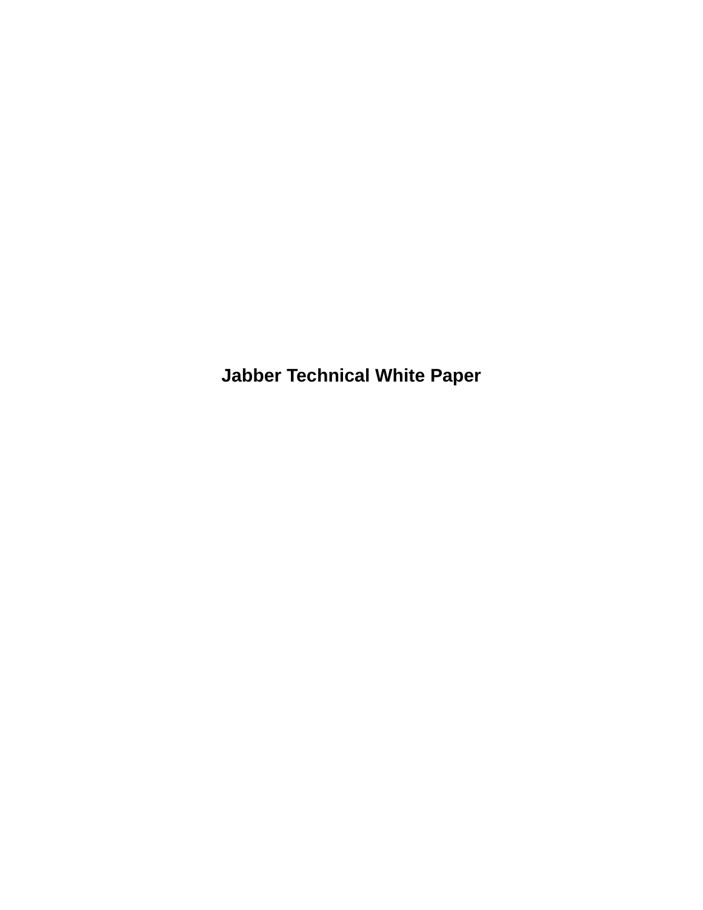# Jabber Technical White Paper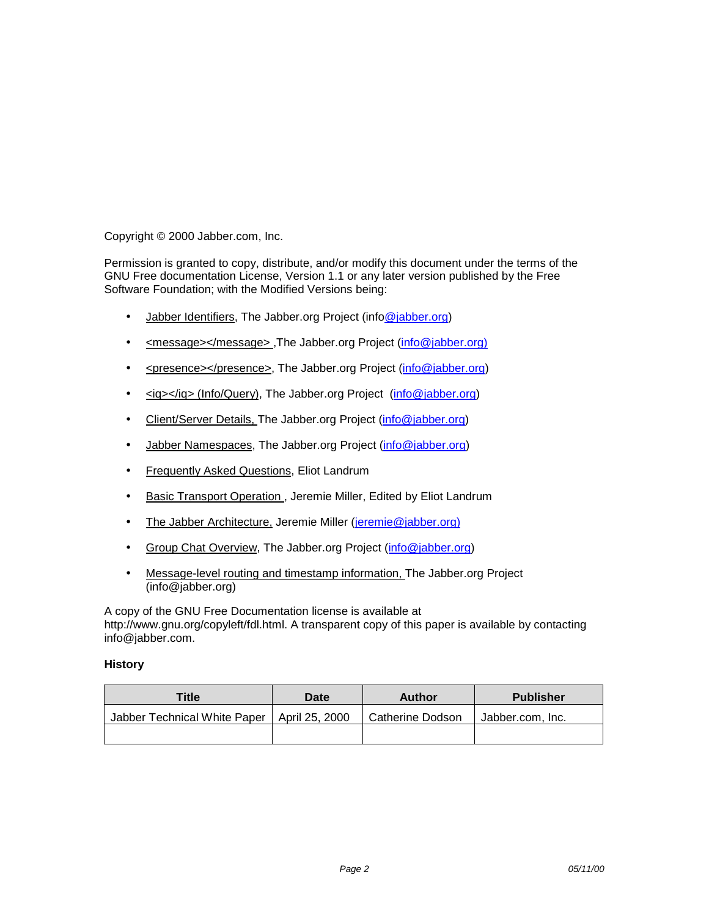Copyright © 2000 Jabber.com, Inc.

Permission is granted to copy, distribute, and/or modify this document under the terms of the GNU Free documentation License, Version 1.1 or any later version published by the Free Software Foundation; with the Modified Versions being:

- Jabber Identifiers, The Jabber.org Project (info@jabber.org)
- <message></message> ,The Jabber.org Project (info@jabber.org)
- <presence></presence>, The Jabber.org Project (info@jabber.org)
- <iq></iq> (Info/Query), The Jabber.org Project (info@jabber.org)
- Client/Server Details, The Jabber.org Project (info@jabber.org)
- Jabber Namespaces, The Jabber.org Project (info@jabber.org)
- Frequently Asked Questions, Eliot Landrum
- Basic Transport Operation , Jeremie Miller, Edited by Eliot Landrum
- The Jabber Architecture, Jeremie Miller (jeremie@jabber.org)
- Group Chat Overview, The Jabber.org Project (info@jabber.org)
- Message-level routing and timestamp information, The Jabber.org Project (info@jabber.org)

A copy of the GNU Free Documentation license is available at http://www.gnu.org/copyleft/fdl.html. A transparent copy of this paper is available by contacting info@jabber.com.

**History**

| Title | Date | Author | Publisher |
|---|---|---|---|
| Jabber Technical White Paper | April 25, 2000 | Catherine Dodson | Jabber.com, Inc. |
| | | | |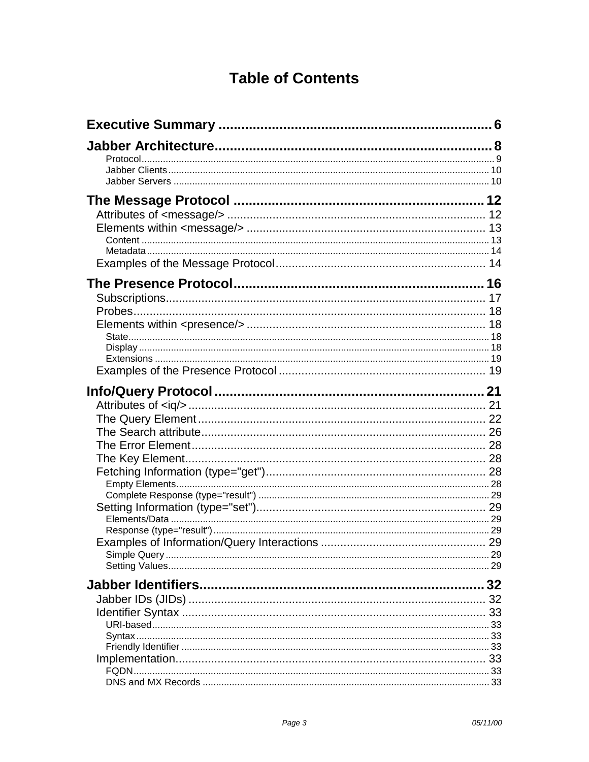# Table of Contents

**Executive Summary** ......................................................................... 6

**Jabber Architecture** ........................................................................ 8

- Protocol ........................................................................................ 9
- Jabber Clients ............................................................................. 10
- Jabber Servers ............................................................................ 10

**The Message Protocol** .................................................................. 12

- Attributes of <message/> .............................................................. 12
- Elements within <message/> .......................................................... 13
  - Content ..................................................................................... 13
  - Metadata ................................................................................... 14
- Examples of the Message Protocol ................................................. 14

**The Presence Protocol** .................................................................. 16

- Subscriptions ................................................................................ 17
- Probes .......................................................................................... 18
- Elements within <presence/> ......................................................... 18
  - State ......................................................................................... 18
  - Display ...................................................................................... 18
  - Extensions ................................................................................ 19
- Examples of the Presence Protocol ................................................ 19

**Info/Query Protocol** ...................................................................... 21

- Attributes of <iq/> ......................................................................... 21
- The Query Element ........................................................................ 22
- The Search attribute ...................................................................... 26
- The Error Element ......................................................................... 28
- The Key Element ........................................................................... 28
- Fetching Information (type="get") ................................................... 28
  - Empty Elements ......................................................................... 28
  - Complete Response (type="result") ............................................. 29
- Setting Information (type="set") ..................................................... 29
  - Elements/Data ........................................................................... 29
  - Response (type="result") ........................................................... 29
- Examples of Information/Query Interactions .................................... 29
  - Simple Query ............................................................................. 29
  - Setting Values ........................................................................... 29

**Jabber Identifiers** ......................................................................... 32

- Jabber IDs (JIDs) ........................................................................... 32
- Identifier Syntax ............................................................................ 33
  - URI-based .................................................................................. 33
  - Syntax ....................................................................................... 33
  - Friendly Identifier ........................................................................ 33
- Implementation .............................................................................. 33
  - FQDN ......................................................................................... 33
  - DNS and MX Records .................................................................. 33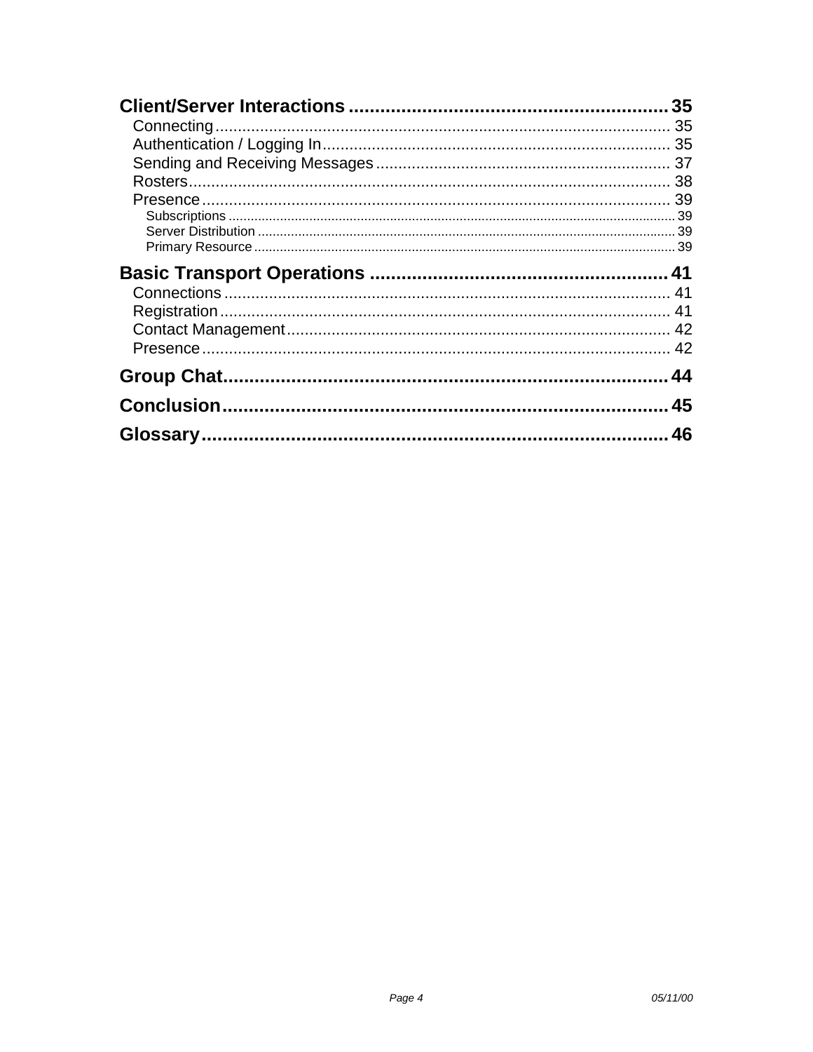- **Client/Server Interactions** .................................................. 35
  - Connecting .................................................. 35
  - Authentication / Logging In .................................................. 35
  - Sending and Receiving Messages .................................................. 37
  - Rosters .................................................. 38
  - Presence .................................................. 39
    - Subscriptions .................................................. 39
    - Server Distribution .................................................. 39
    - Primary Resource .................................................. 39
- **Basic Transport Operations** .................................................. 41
  - Connections .................................................. 41
  - Registration .................................................. 41
  - Contact Management .................................................. 42
  - Presence .................................................. 42
- **Group Chat** .................................................. 44
- **Conclusion** .................................................. 45
- **Glossary** .................................................. 46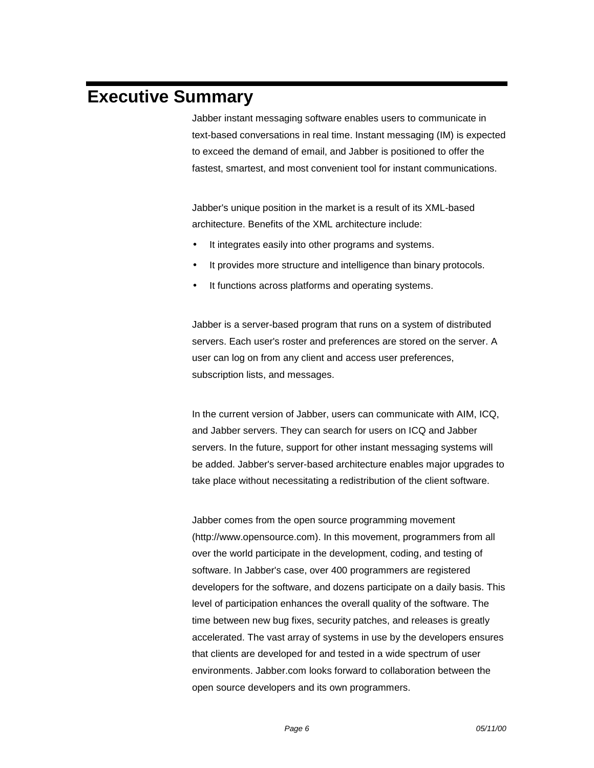# Executive Summary

Jabber instant messaging software enables users to communicate in text-based conversations in real time. Instant messaging (IM) is expected to exceed the demand of email, and Jabber is positioned to offer the fastest, smartest, and most convenient tool for instant communications.

Jabber's unique position in the market is a result of its XML-based architecture. Benefits of the XML architecture include:

- It integrates easily into other programs and systems.
- It provides more structure and intelligence than binary protocols.
- It functions across platforms and operating systems.

Jabber is a server-based program that runs on a system of distributed servers. Each user's roster and preferences are stored on the server. A user can log on from any client and access user preferences, subscription lists, and messages.

In the current version of Jabber, users can communicate with AIM, ICQ, and Jabber servers. They can search for users on ICQ and Jabber servers. In the future, support for other instant messaging systems will be added. Jabber's server-based architecture enables major upgrades to take place without necessitating a redistribution of the client software.

Jabber comes from the open source programming movement (http://www.opensource.com). In this movement, programmers from all over the world participate in the development, coding, and testing of software. In Jabber's case, over 400 programmers are registered developers for the software, and dozens participate on a daily basis. This level of participation enhances the overall quality of the software. The time between new bug fixes, security patches, and releases is greatly accelerated. The vast array of systems in use by the developers ensures that clients are developed for and tested in a wide spectrum of user environments. Jabber.com looks forward to collaboration between the open source developers and its own programmers.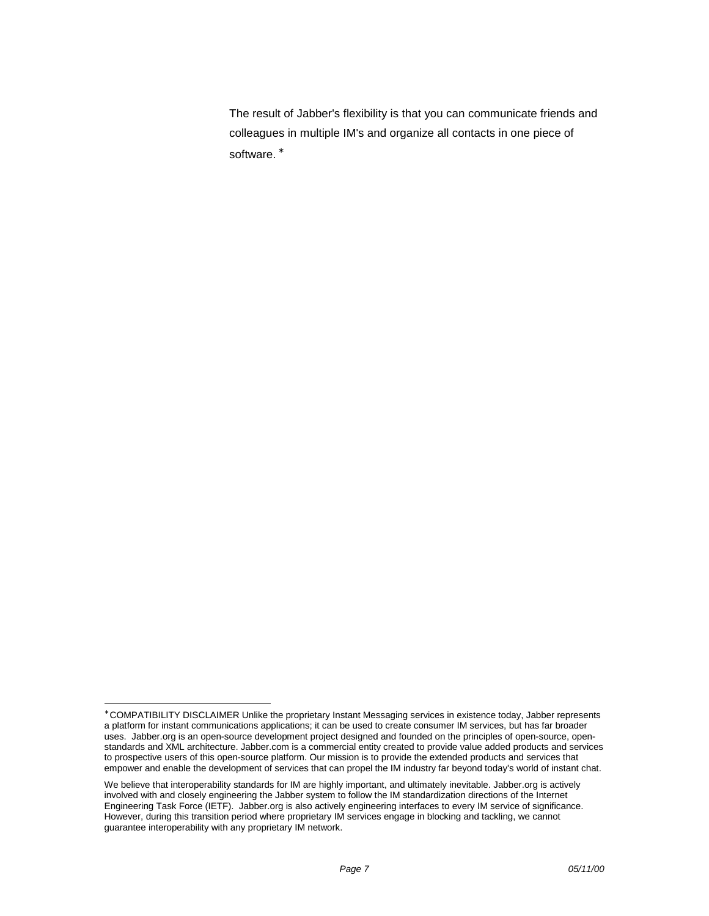The result of Jabber's flexibility is that you can communicate friends and colleagues in multiple IM's and organize all contacts in one piece of software.*

---

*COMPATIBILITY DISCLAIMER Unlike the proprietary Instant Messaging services in existence today, Jabber represents a platform for instant communications applications; it can be used to create consumer IM services, but has far broader uses. Jabber.org is an open-source development project designed and founded on the principles of open-source, open-standards and XML architecture. Jabber.com is a commercial entity created to provide value added products and services to prospective users of this open-source platform. Our mission is to provide the extended products and services that empower and enable the development of services that can propel the IM industry far beyond today's world of instant chat.

We believe that interoperability standards for IM are highly important, and ultimately inevitable. Jabber.org is actively involved with and closely engineering the Jabber system to follow the IM standardization directions of the Internet Engineering Task Force (IETF). Jabber.org is also actively engineering interfaces to every IM service of significance. However, during this transition period where proprietary IM services engage in blocking and tackling, we cannot guarantee interoperability with any proprietary IM network.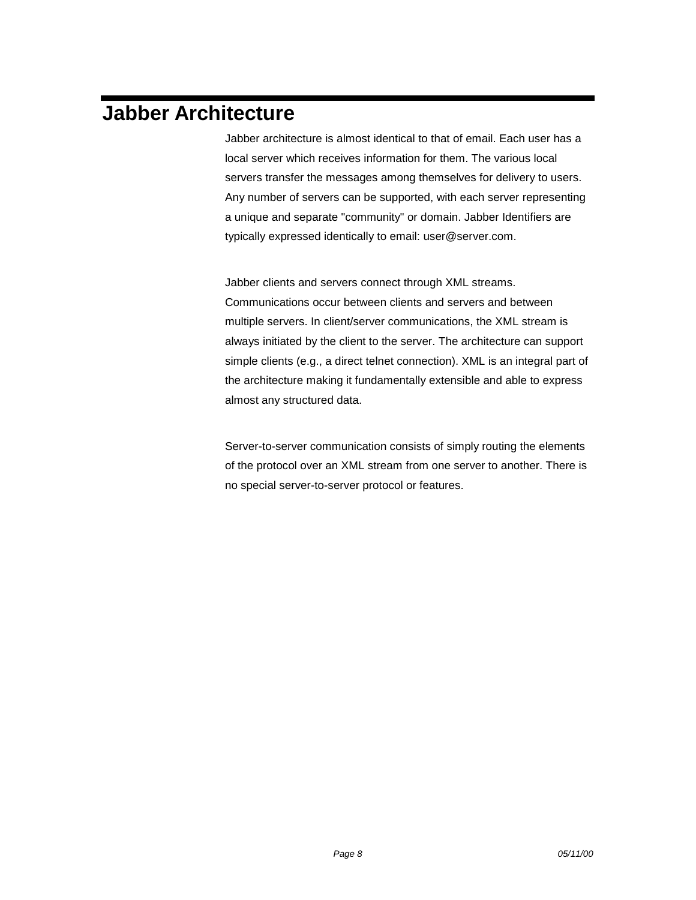# Jabber Architecture

Jabber architecture is almost identical to that of email. Each user has a local server which receives information for them. The various local servers transfer the messages among themselves for delivery to users. Any number of servers can be supported, with each server representing a unique and separate "community" or domain. Jabber Identifiers are typically expressed identically to email: user@server.com.

Jabber clients and servers connect through XML streams. Communications occur between clients and servers and between multiple servers. In client/server communications, the XML stream is always initiated by the client to the server. The architecture can support simple clients (e.g., a direct telnet connection). XML is an integral part of the architecture making it fundamentally extensible and able to express almost any structured data.

Server-to-server communication consists of simply routing the elements of the protocol over an XML stream from one server to another. There is no special server-to-server protocol or features.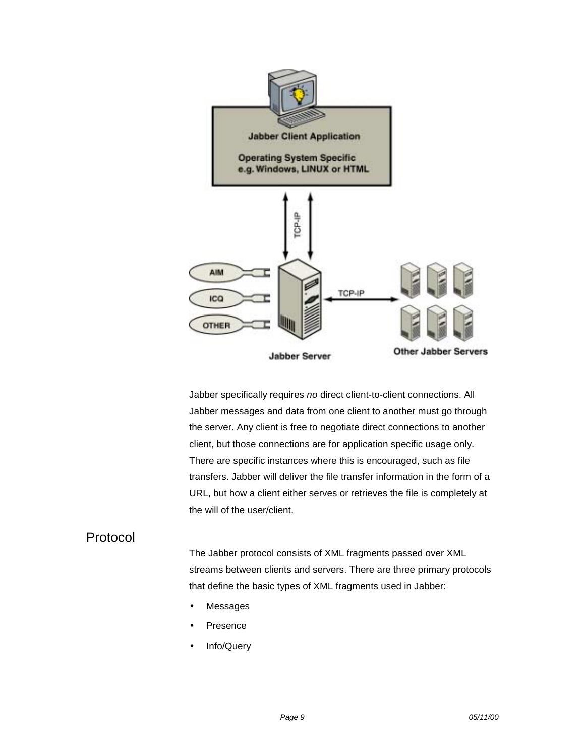Jabber specifically requires *no* direct client-to-client connections. All Jabber messages and data from one client to another must go through the server. Any client is free to negotiate direct connections to another client, but those connections are for application specific usage only. There are specific instances where this is encouraged, such as file transfers. Jabber will deliver the file transfer information in the form of a URL, but how a client either serves or retrieves the file is completely at the will of the user/client.

## Protocol

The Jabber protocol consists of XML fragments passed over XML streams between clients and servers. There are three primary protocols that define the basic types of XML fragments used in Jabber:

- Messages
- Presence
- Info/Query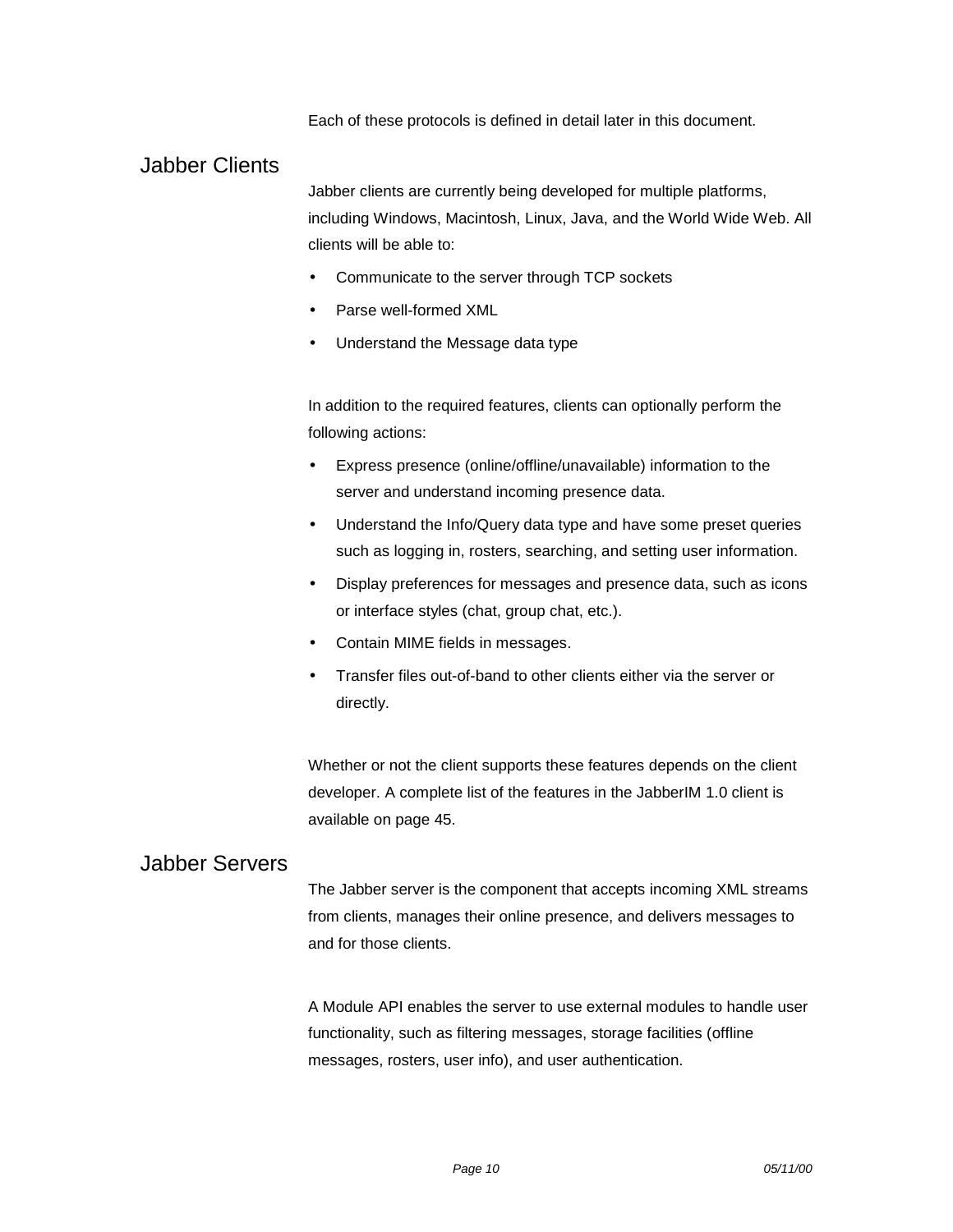Each of these protocols is defined in detail later in this document.

## Jabber Clients

Jabber clients are currently being developed for multiple platforms, including Windows, Macintosh, Linux, Java, and the World Wide Web. All clients will be able to:

- Communicate to the server through TCP sockets
- Parse well-formed XML
- Understand the Message data type

In addition to the required features, clients can optionally perform the following actions:

- Express presence (online/offline/unavailable) information to the server and understand incoming presence data.
- Understand the Info/Query data type and have some preset queries such as logging in, rosters, searching, and setting user information.
- Display preferences for messages and presence data, such as icons or interface styles (chat, group chat, etc.).
- Contain MIME fields in messages.
- Transfer files out-of-band to other clients either via the server or directly.

Whether or not the client supports these features depends on the client developer. A complete list of the features in the JabberIM 1.0 client is available on page 45.

## Jabber Servers

The Jabber server is the component that accepts incoming XML streams from clients, manages their online presence, and delivers messages to and for those clients.

A Module API enables the server to use external modules to handle user functionality, such as filtering messages, storage facilities (offline messages, rosters, user info), and user authentication.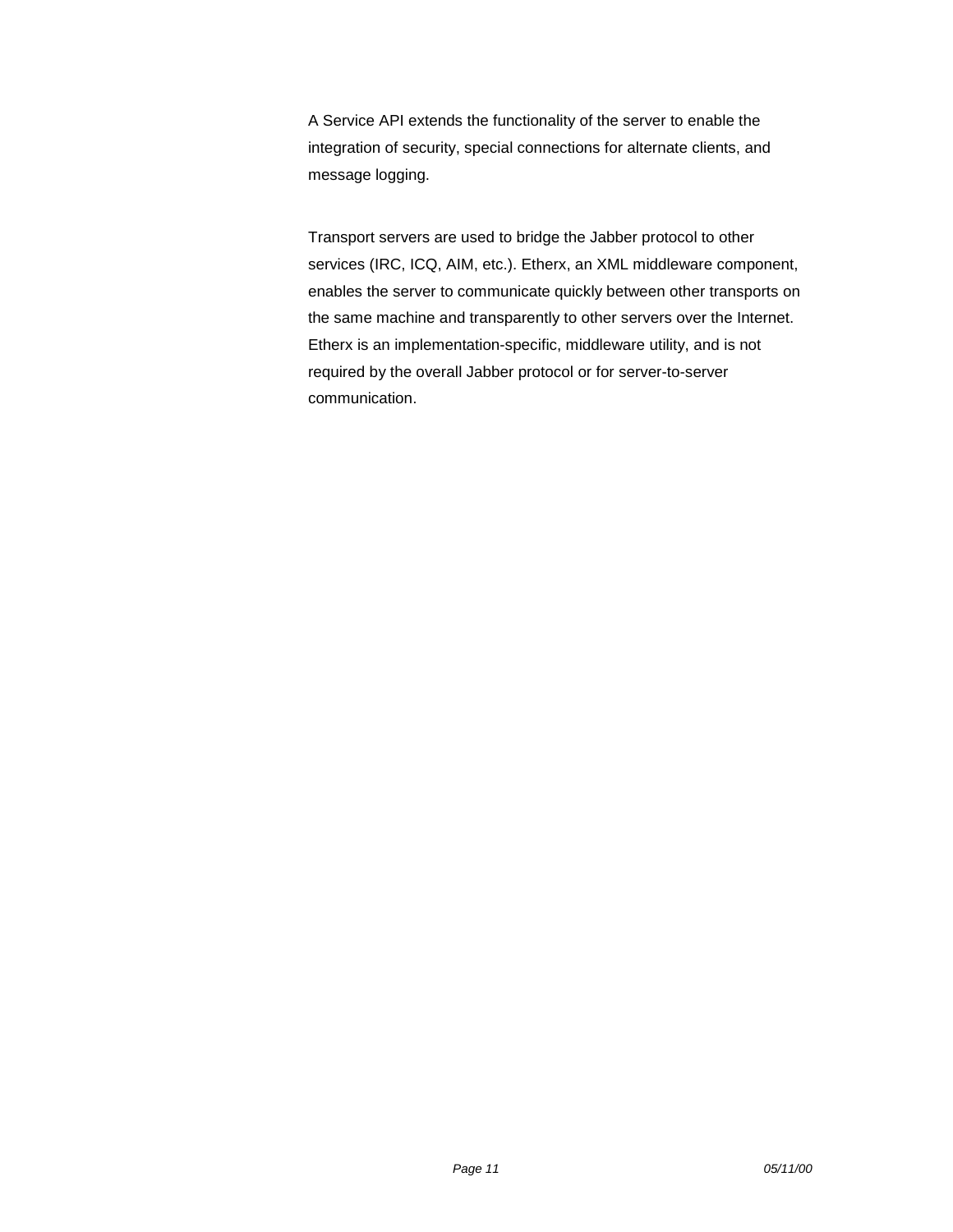A Service API extends the functionality of the server to enable the integration of security, special connections for alternate clients, and message logging.

Transport servers are used to bridge the Jabber protocol to other services (IRC, ICQ, AIM, etc.). Etherx, an XML middleware component, enables the server to communicate quickly between other transports on the same machine and transparently to other servers over the Internet. Etherx is an implementation-specific, middleware utility, and is not required by the overall Jabber protocol or for server-to-server communication.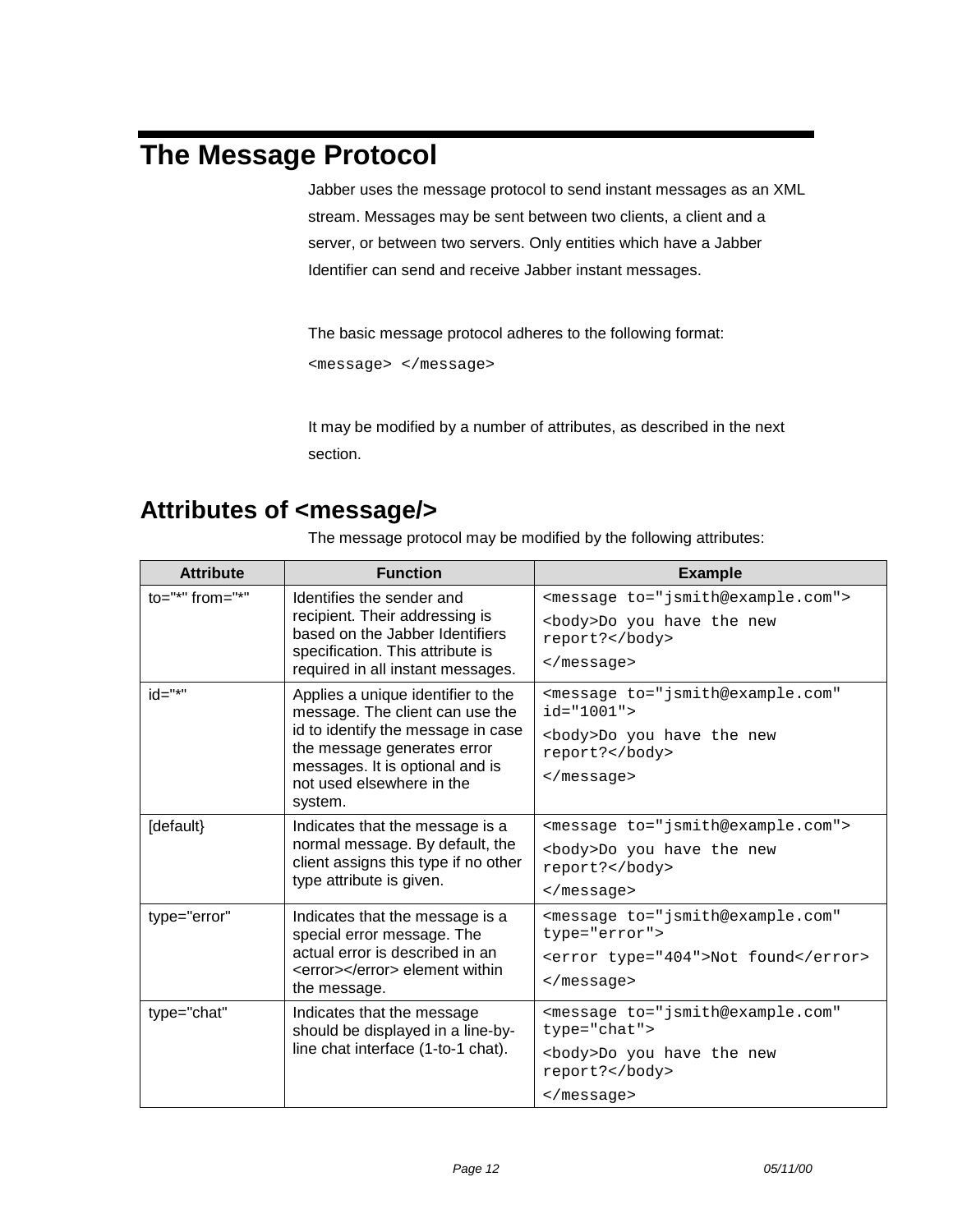# The Message Protocol

Jabber uses the message protocol to send instant messages as an XML stream. Messages may be sent between two clients, a client and a server, or between two servers. Only entities which have a Jabber Identifier can send and receive Jabber instant messages.

The basic message protocol adheres to the following format:

```
<message> </message>
```

It may be modified by a number of attributes, as described in the next section.

## Attributes of <message/>

The message protocol may be modified by the following attributes:

| Attribute | Function | Example |
|---|---|---|
| to="*" from="*" | Identifies the sender and recipient. Their addressing is based on the Jabber Identifiers specification. This attribute is required in all instant messages. | `<message to="jsmith@example.com">` `<body>Do you have the new report?</body>` `</message>` |
| id="*" | Applies a unique identifier to the message. The client can use the id to identify the message in case the message generates error messages. It is optional and is not used elsewhere in the system. | `<message to="jsmith@example.com" id="1001">` `<body>Do you have the new report?</body>` `</message>` |
| [default} | Indicates that the message is a normal message. By default, the client assigns this type if no other type attribute is given. | `<message to="jsmith@example.com">` `<body>Do you have the new report?</body>` `</message>` |
| type="error" | Indicates that the message is a special error message. The actual error is described in an <error></error> element within the message. | `<message to="jsmith@example.com" type="error">` `<error type="404">Not found</error>` `</message>` |
| type="chat" | Indicates that the message should be displayed in a line-by-line chat interface (1-to-1 chat). | `<message to="jsmith@example.com" type="chat">` `<body>Do you have the new report?</body>` `</message>` |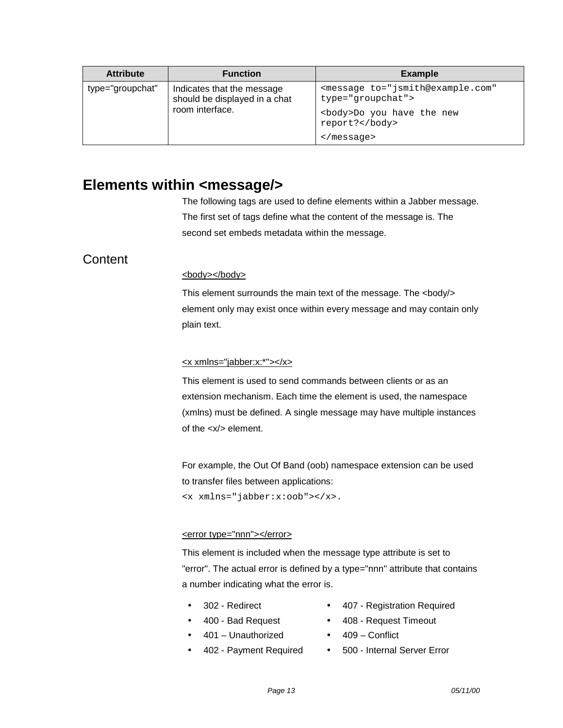| Attribute | Function | Example |
| --- | --- | --- |
| type="groupchat" | Indicates that the message should be displayed in a chat room interface. | `<message to="jsmith@example.com" type="groupchat">` `<body>Do you have the new report?</body>` `</message>` |

## Elements within <message/>

The following tags are used to define elements within a Jabber message. The first set of tags define what the content of the message is. The second set embeds metadata within the message.

### Content

<body></body>

This element surrounds the main text of the message. The <body/> element only may exist once within every message and may contain only plain text.

<x xmlns="jabber:x:*"></x>

This element is used to send commands between clients or as an extension mechanism. Each time the element is used, the namespace (xmlns) must be defined. A single message may have multiple instances of the <x/> element.

For example, the Out Of Band (oob) namespace extension can be used to transfer files between applications:
`<x xmlns="jabber:x:oob"></x>`.

<error type="nnn"></error>

This element is included when the message type attribute is set to "error". The actual error is defined by a type="nnn" attribute that contains a number indicating what the error is.

- 302 - Redirect
- 400 - Bad Request
- 401 – Unauthorized
- 402 - Payment Required
- 407 - Registration Required
- 408 - Request Timeout
- 409 – Conflict
- 500 - Internal Server Error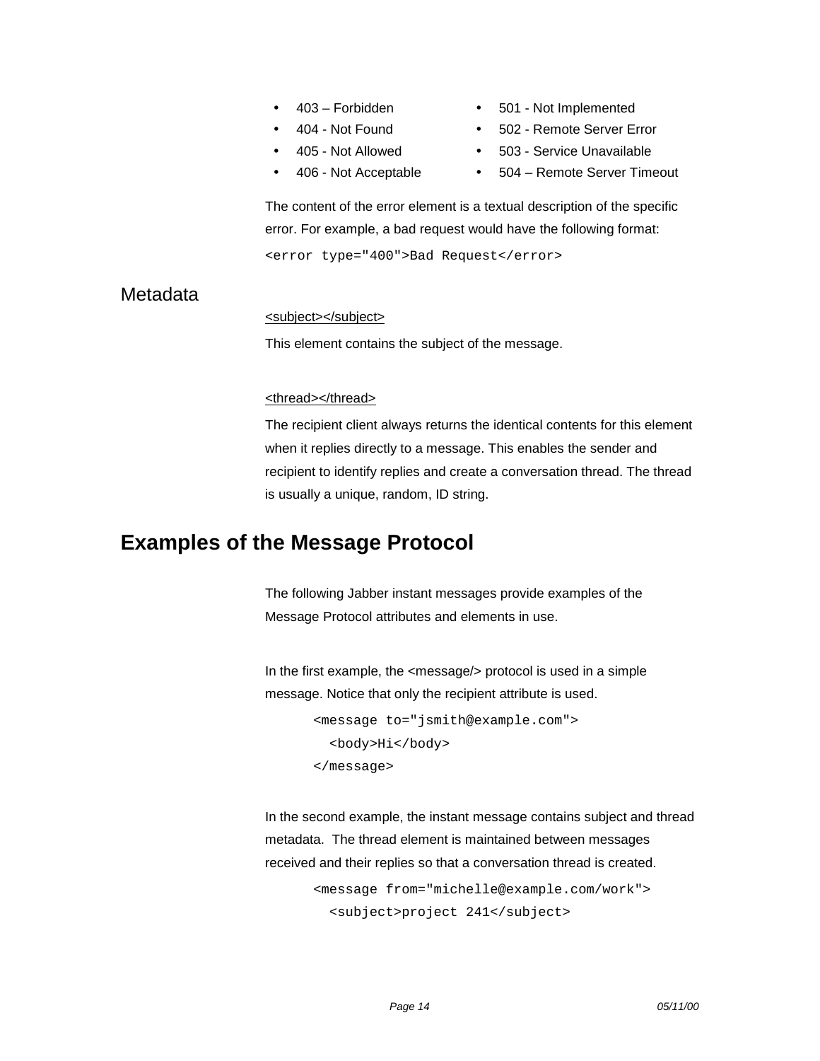- 403 – Forbidden
- 404 - Not Found
- 405 - Not Allowed
- 406 - Not Acceptable
- 501 - Not Implemented
- 502 - Remote Server Error
- 503 - Service Unavailable
- 504 – Remote Server Timeout

The content of the error element is a textual description of the specific error. For example, a bad request would have the following format:

```
<error type="400">Bad Request</error>
```

### Metadata

<u>&lt;subject&gt;&lt;/subject&gt;</u>

This element contains the subject of the message.

<u>&lt;thread&gt;&lt;/thread&gt;</u>

The recipient client always returns the identical contents for this element when it replies directly to a message. This enables the sender and recipient to identify replies and create a conversation thread. The thread is usually a unique, random, ID string.

## Examples of the Message Protocol

The following Jabber instant messages provide examples of the Message Protocol attributes and elements in use.

In the first example, the <message/> protocol is used in a simple message. Notice that only the recipient attribute is used.

```
<message to="jsmith@example.com">
  <body>Hi</body>
</message>
```

In the second example, the instant message contains subject and thread metadata. The thread element is maintained between messages received and their replies so that a conversation thread is created.

```
<message from="michelle@example.com/work">
  <subject>project 241</subject>
```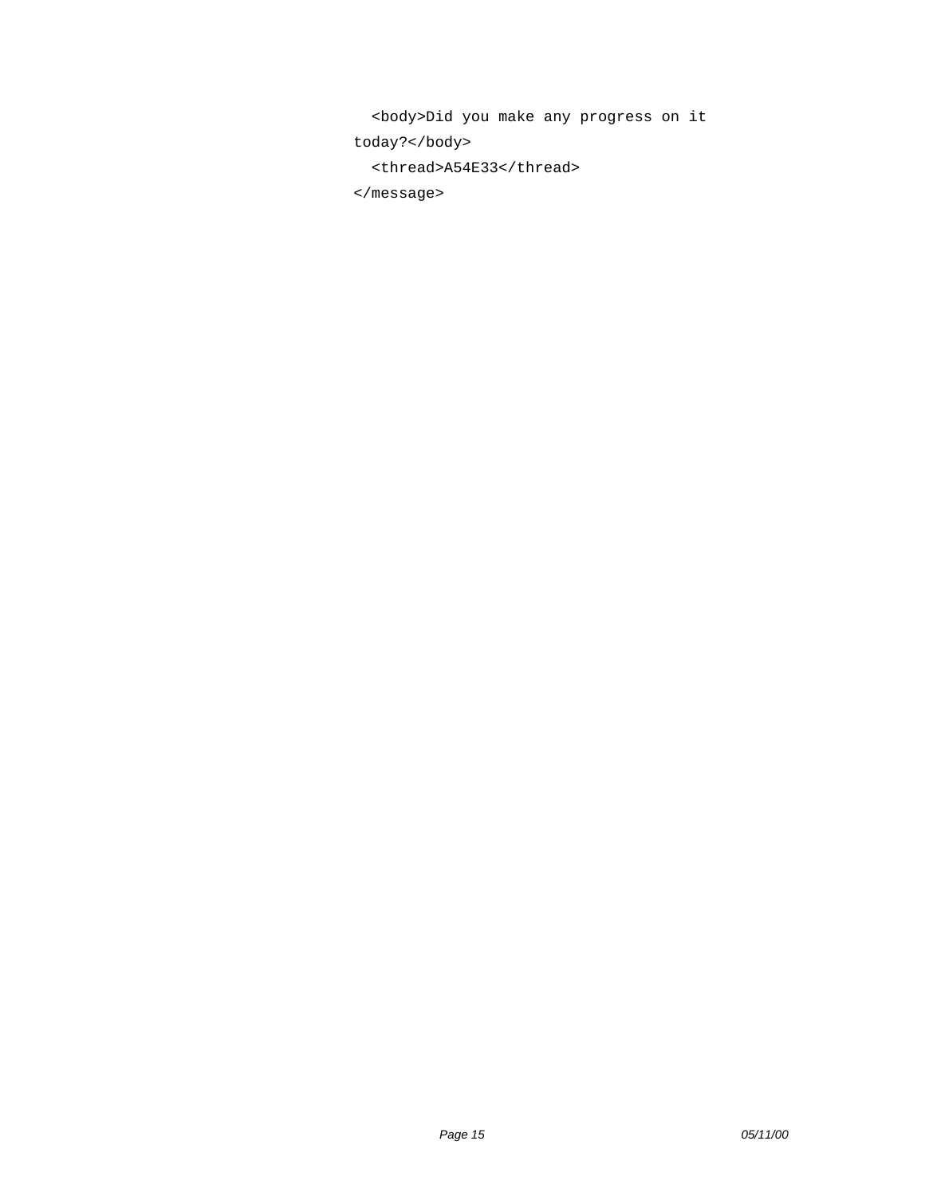```
  <body>Did you make any progress on it
today?</body>
  <thread>A54E33</thread>
</message>
```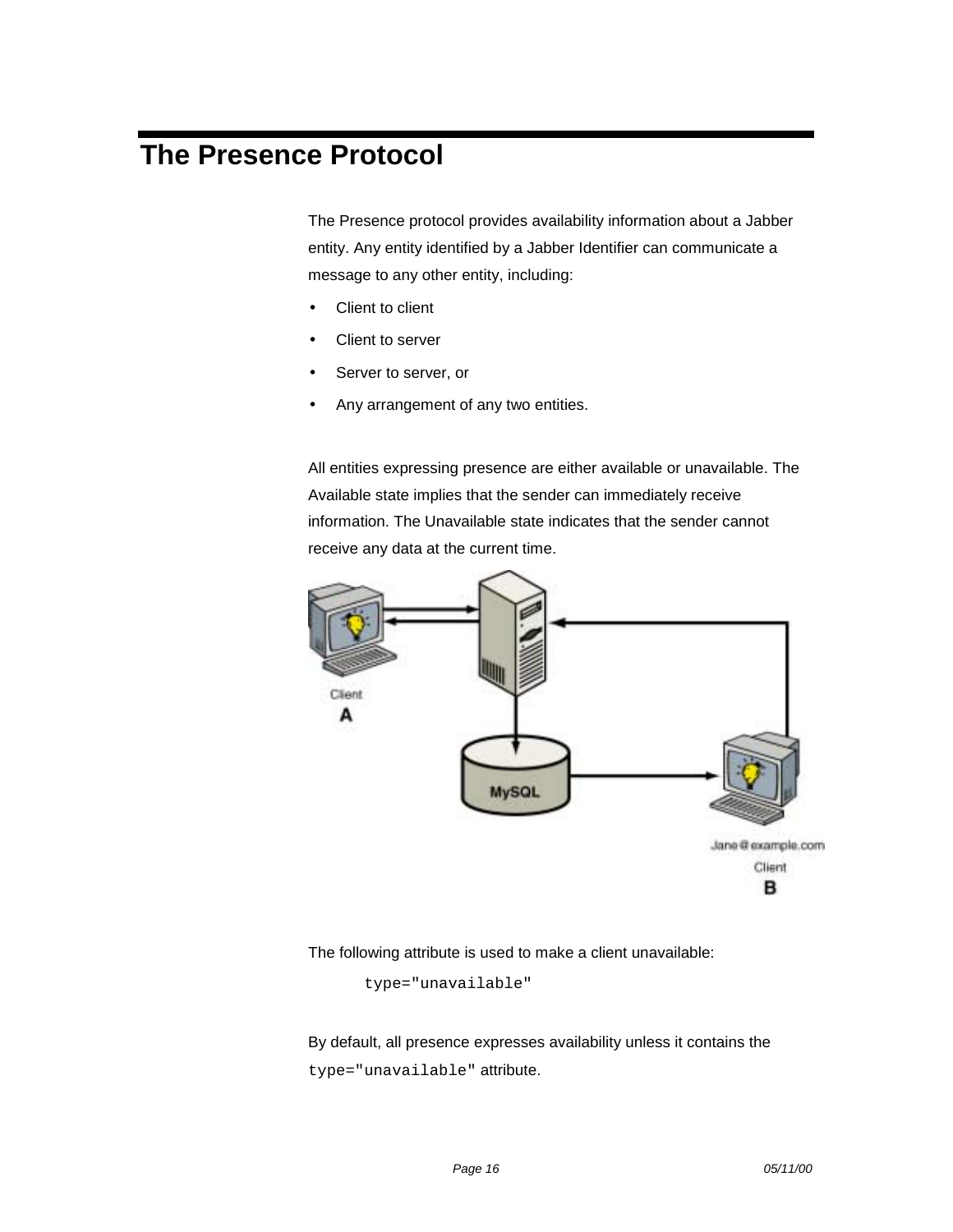# The Presence Protocol

The Presence protocol provides availability information about a Jabber entity. Any entity identified by a Jabber Identifier can communicate a message to any other entity, including:

- Client to client
- Client to server
- Server to server, or
- Any arrangement of any two entities.

All entities expressing presence are either available or unavailable. The Available state implies that the sender can immediately receive information. The Unavailable state indicates that the sender cannot receive any data at the current time.

The following attribute is used to make a client unavailable:

```
type="unavailable"
```

By default, all presence expresses availability unless it contains the `type="unavailable"` attribute.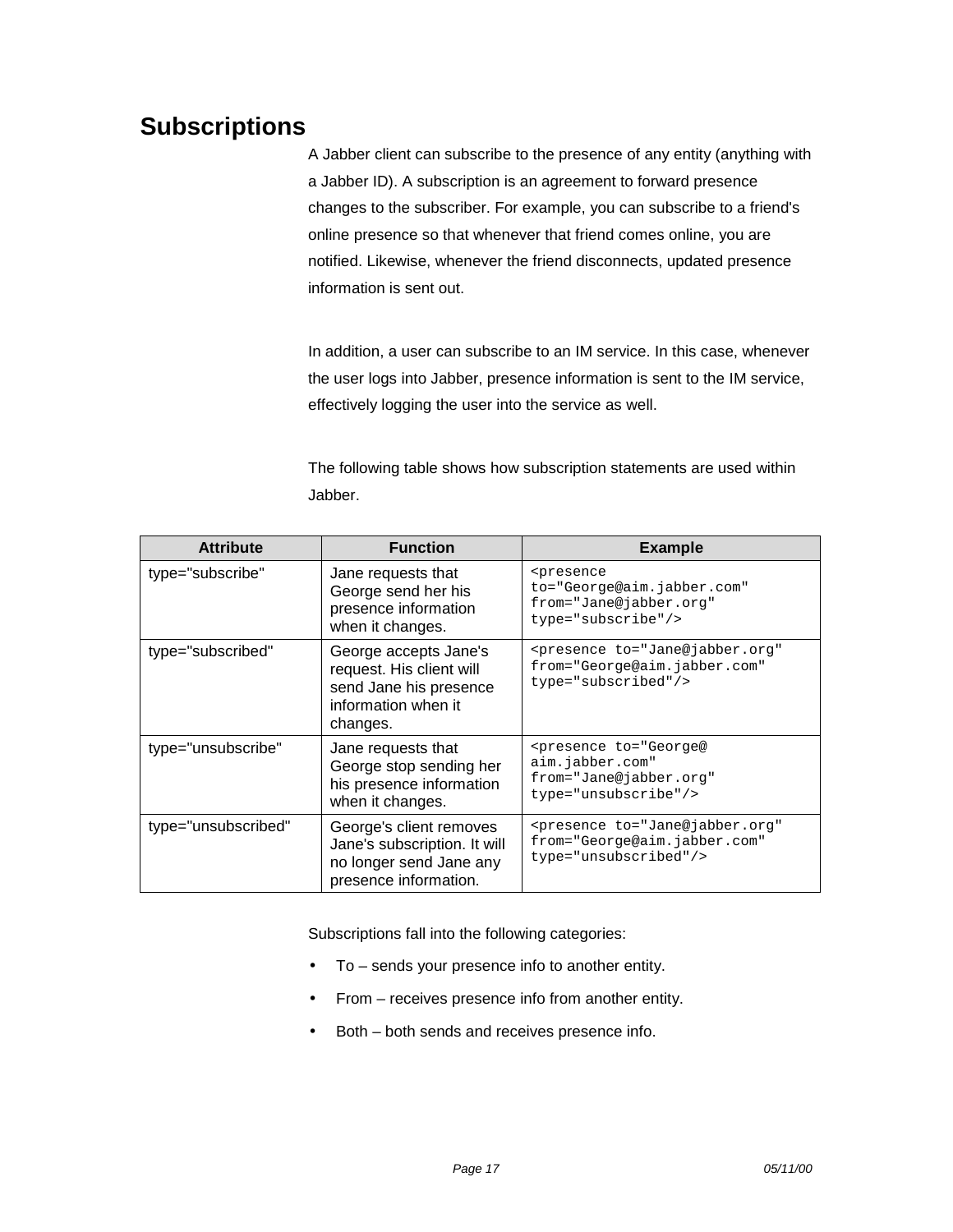## Subscriptions

A Jabber client can subscribe to the presence of any entity (anything with a Jabber ID). A subscription is an agreement to forward presence changes to the subscriber. For example, you can subscribe to a friend's online presence so that whenever that friend comes online, you are notified. Likewise, whenever the friend disconnects, updated presence information is sent out.

In addition, a user can subscribe to an IM service. In this case, whenever the user logs into Jabber, presence information is sent to the IM service, effectively logging the user into the service as well.

The following table shows how subscription statements are used within Jabber.

| Attribute | Function | Example |
|---|---|---|
| type="subscribe" | Jane requests that George send her his presence information when it changes. | `<presence to="George@aim.jabber.com" from="Jane@jabber.org" type="subscribe"/>` |
| type="subscribed" | George accepts Jane's request. His client will send Jane his presence information when it changes. | `<presence to="Jane@jabber.org" from="George@aim.jabber.com" type="subscribed"/>` |
| type="unsubscribe" | Jane requests that George stop sending her his presence information when it changes. | `<presence to="George@ aim.jabber.com" from="Jane@jabber.org" type="unsubscribe"/>` |
| type="unsubscribed" | George's client removes Jane's subscription. It will no longer send Jane any presence information. | `<presence to="Jane@jabber.org" from="George@aim.jabber.com" type="unsubscribed"/>` |

Subscriptions fall into the following categories:

- To – sends your presence info to another entity.
- From – receives presence info from another entity.
- Both – both sends and receives presence info.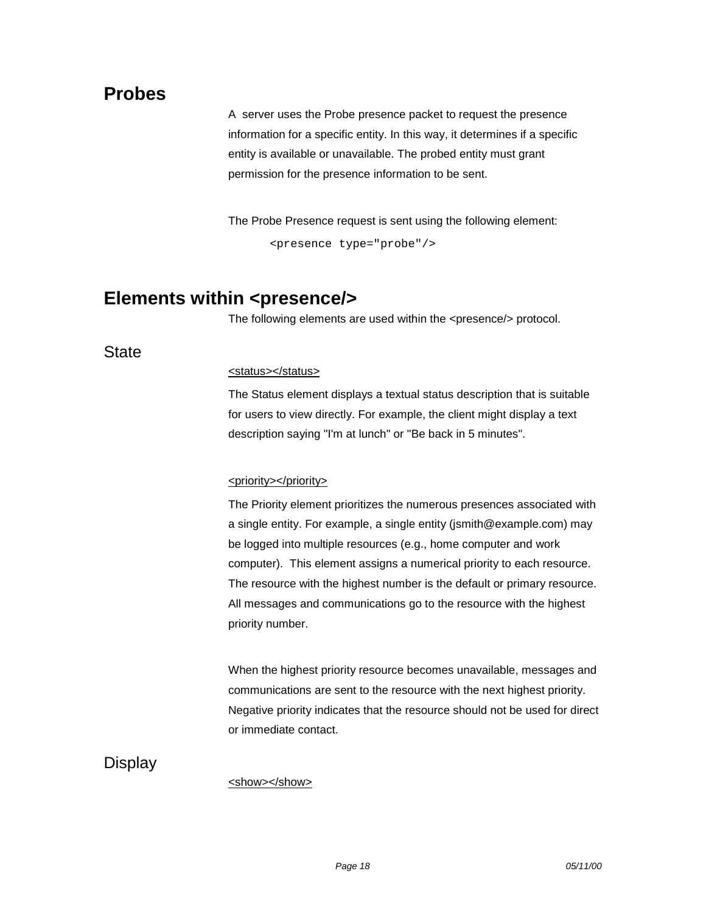## Probes

A server uses the Probe presence packet to request the presence information for a specific entity. In this way, it determines if a specific entity is available or unavailable. The probed entity must grant permission for the presence information to be sent.

The Probe Presence request is sent using the following element:

```
<presence type="probe"/>
```

## Elements within <presence/>

The following elements are used within the <presence/> protocol.

### State

<u><status></status></u>

The Status element displays a textual status description that is suitable for users to view directly. For example, the client might display a text description saying "I'm at lunch" or "Be back in 5 minutes".

<u><priority></priority></u>

The Priority element prioritizes the numerous presences associated with a single entity. For example, a single entity (jsmith@example.com) may be logged into multiple resources (e.g., home computer and work computer). This element assigns a numerical priority to each resource. The resource with the highest number is the default or primary resource. All messages and communications go to the resource with the highest priority number.

When the highest priority resource becomes unavailable, messages and communications are sent to the resource with the next highest priority. Negative priority indicates that the resource should not be used for direct or immediate contact.

### Display

<u><show></show></u>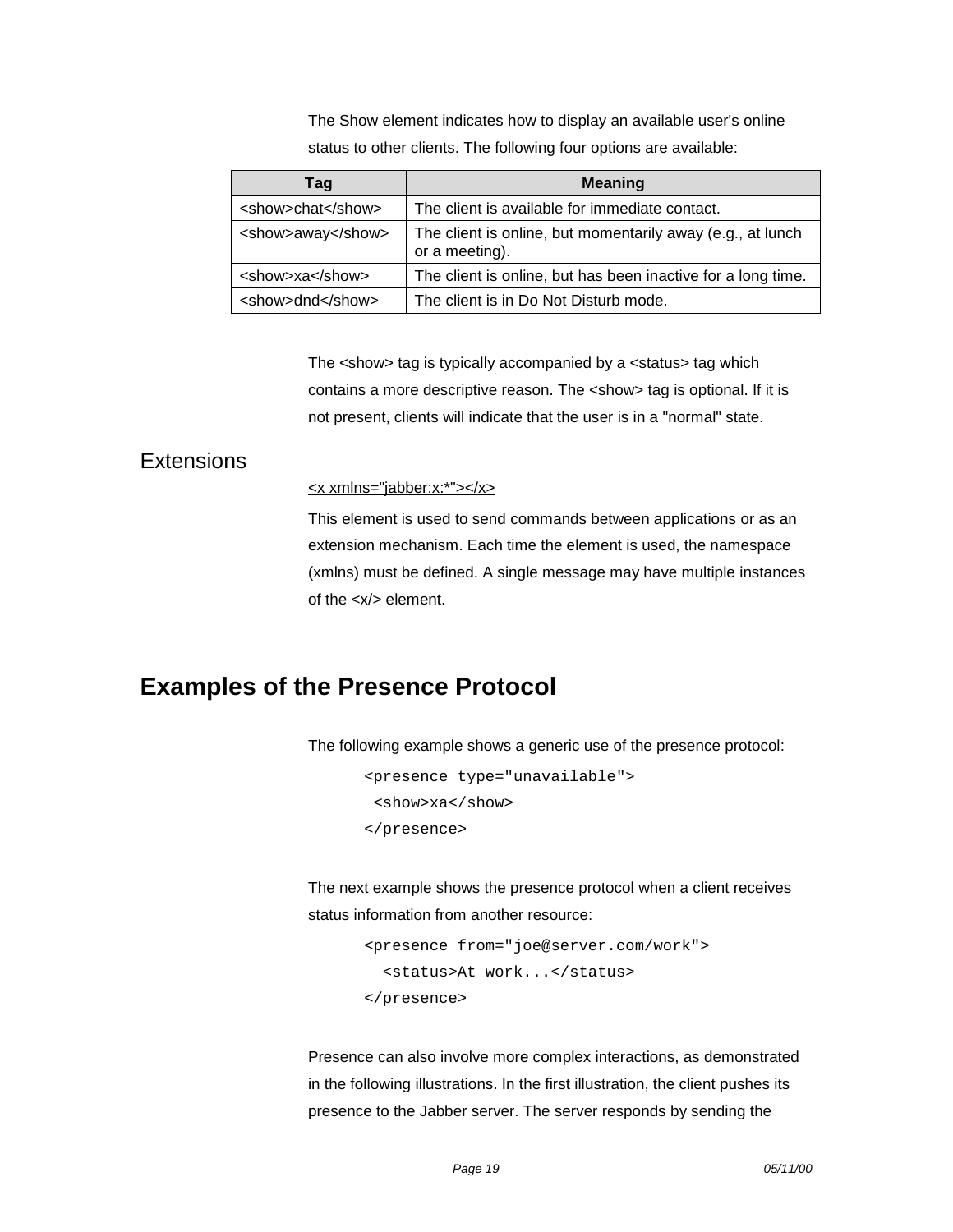The Show element indicates how to display an available user's online status to other clients. The following four options are available:

| Tag | Meaning |
| --- | --- |
| <show>chat</show> | The client is available for immediate contact. |
| <show>away</show> | The client is online, but momentarily away (e.g., at lunch or a meeting). |
| <show>xa</show> | The client is online, but has been inactive for a long time. |
| <show>dnd</show> | The client is in Do Not Disturb mode. |

The <show> tag is typically accompanied by a <status> tag which contains a more descriptive reason. The <show> tag is optional. If it is not present, clients will indicate that the user is in a "normal" state.

## Extensions

<x xmlns="jabber:x:*"></x>

This element is used to send commands between applications or as an extension mechanism. Each time the element is used, the namespace (xmlns) must be defined. A single message may have multiple instances of the <x/> element.

# Examples of the Presence Protocol

The following example shows a generic use of the presence protocol:

```
<presence type="unavailable">
 <show>xa</show>
</presence>
```

The next example shows the presence protocol when a client receives status information from another resource:

```
<presence from="joe@server.com/work">
  <status>At work...</status>
</presence>
```

Presence can also involve more complex interactions, as demonstrated in the following illustrations. In the first illustration, the client pushes its presence to the Jabber server. The server responds by sending the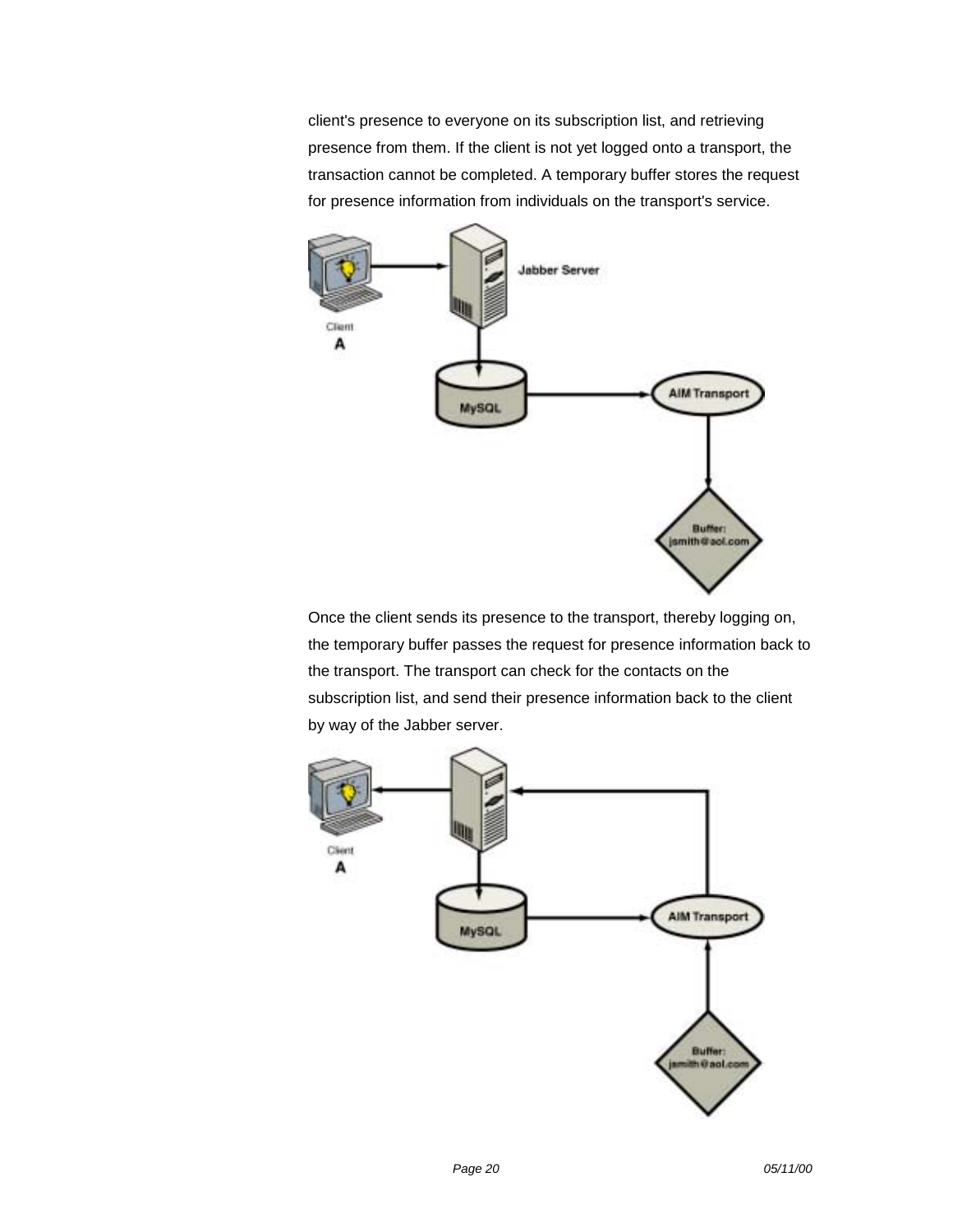client's presence to everyone on its subscription list, and retrieving presence from them. If the client is not yet logged onto a transport, the transaction cannot be completed. A temporary buffer stores the request for presence information from individuals on the transport's service.

Once the client sends its presence to the transport, thereby logging on, the temporary buffer passes the request for presence information back to the transport. The transport can check for the contacts on the subscription list, and send their presence information back to the client by way of the Jabber server.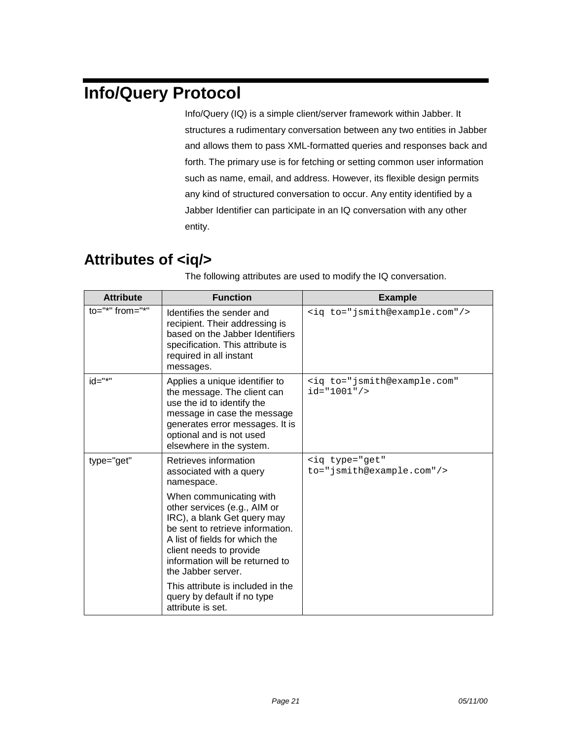# Info/Query Protocol

Info/Query (IQ) is a simple client/server framework within Jabber. It structures a rudimentary conversation between any two entities in Jabber and allows them to pass XML-formatted queries and responses back and forth. The primary use is for fetching or setting common user information such as name, email, and address. However, its flexible design permits any kind of structured conversation to occur. Any entity identified by a Jabber Identifier can participate in an IQ conversation with any other entity.

## Attributes of <iq/>

The following attributes are used to modify the IQ conversation.

| Attribute | Function | Example |
|---|---|---|
| to="*" from="*" | Identifies the sender and recipient. Their addressing is based on the Jabber Identifiers specification. This attribute is required in all instant messages. | `<iq to="jsmith@example.com"/>` |
| id="*" | Applies a unique identifier to the message. The client can use the id to identify the message in case the message generates error messages. It is optional and is not used elsewhere in the system. | `<iq to="jsmith@example.com" id="1001"/>` |
| type="get" | Retrieves information associated with a query namespace.<br><br>When communicating with other services (e.g., AIM or IRC), a blank Get query may be sent to retrieve information. A list of fields for which the client needs to provide information will be returned to the Jabber server.<br><br>This attribute is included in the query by default if no type attribute is set. | `<iq type="get" to="jsmith@example.com"/>` |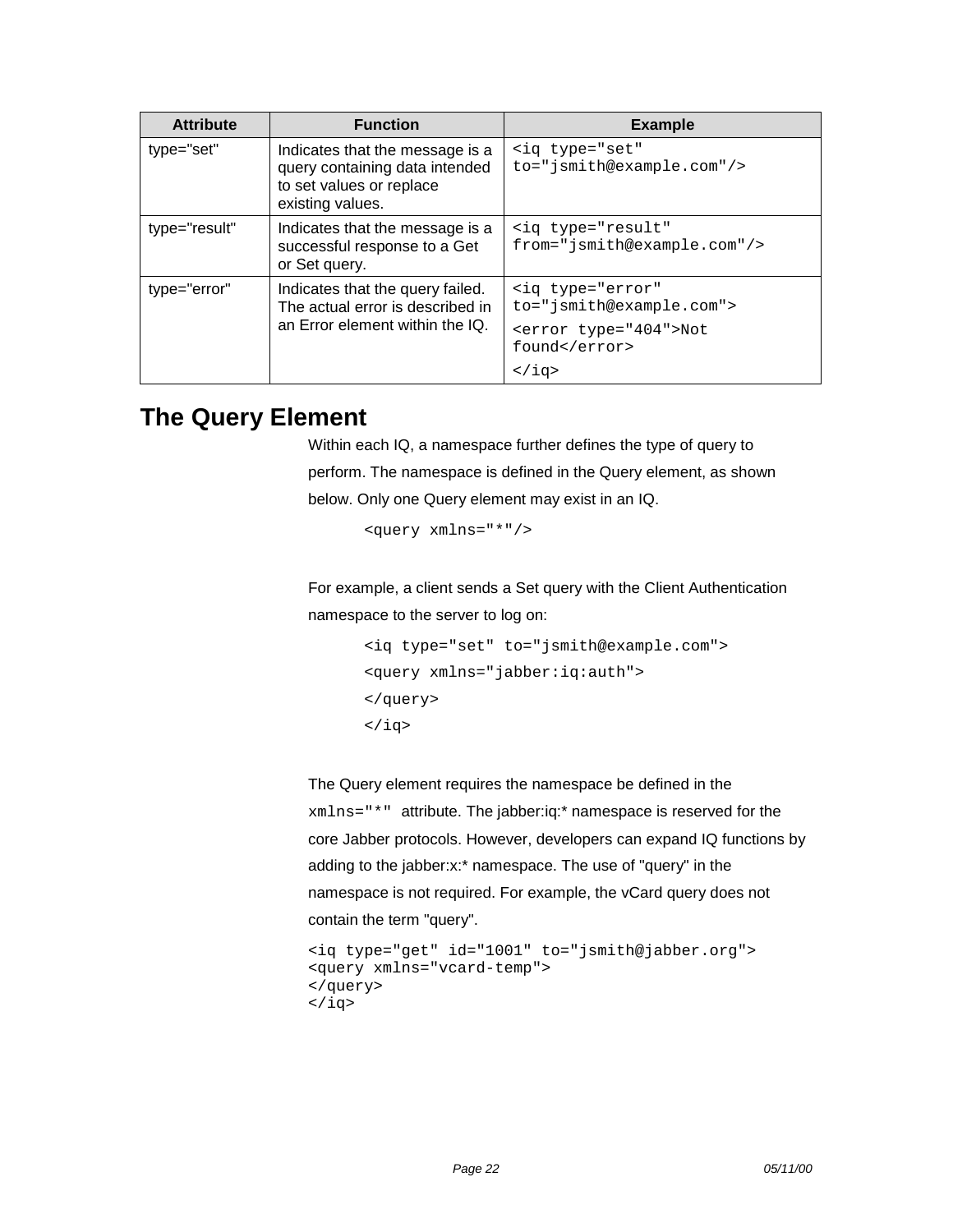| Attribute | Function | Example |
|---|---|---|
| type="set" | Indicates that the message is a query containing data intended to set values or replace existing values. | `<iq type="set" to="jsmith@example.com"/>` |
| type="result" | Indicates that the message is a successful response to a Get or Set query. | `<iq type="result" from="jsmith@example.com"/>` |
| type="error" | Indicates that the query failed. The actual error is described in an Error element within the IQ. | `<iq type="error" to="jsmith@example.com">` `<error type="404">Not found</error>` `</iq>` |

## The Query Element

Within each IQ, a namespace further defines the type of query to perform. The namespace is defined in the Query element, as shown below. Only one Query element may exist in an IQ.

```
<query xmlns="*"/>
```

For example, a client sends a Set query with the Client Authentication namespace to the server to log on:

```
<iq type="set" to="jsmith@example.com">
<query xmlns="jabber:iq:auth">
</query>
</iq>
```

The Query element requires the namespace be defined in the `xmlns="*"` attribute. The jabber:iq:* namespace is reserved for the core Jabber protocols. However, developers can expand IQ functions by adding to the jabber:x:* namespace. The use of "query" in the namespace is not required. For example, the vCard query does not contain the term "query".

```
<iq type="get" id="1001" to="jsmith@jabber.org">
<query xmlns="vcard-temp">
</query>
</iq>
```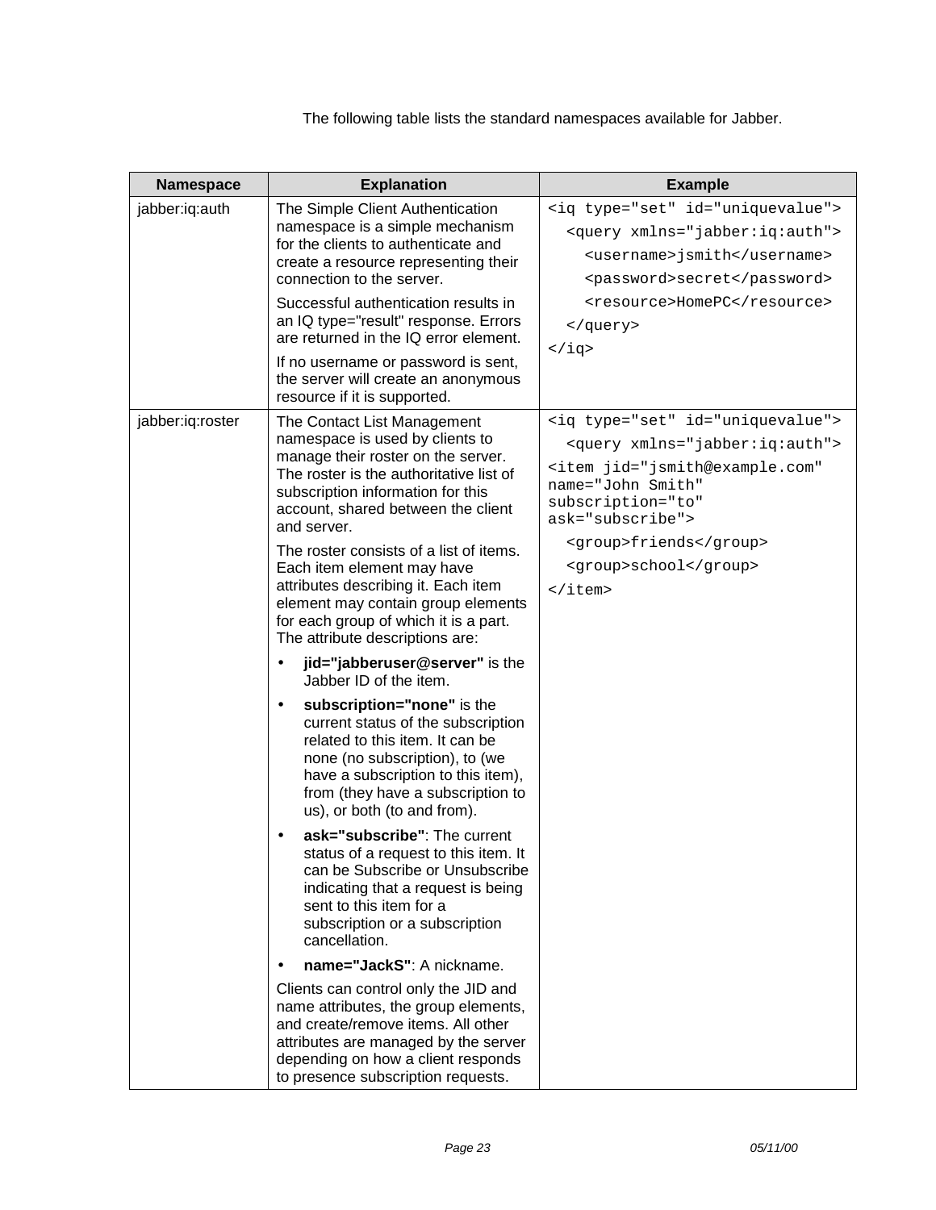The following table lists the standard namespaces available for Jabber.

| Namespace | Explanation | Example |
|---|---|---|
| jabber:iq:auth | The Simple Client Authentication namespace is a simple mechanism for the clients to authenticate and create a resource representing their connection to the server.<br><br>Successful authentication results in an IQ type="result" response. Errors are returned in the IQ error element.<br><br>If no username or password is sent, the server will create an anonymous resource if it is supported. | `<iq type="set" id="uniquevalue">`<br>`<query xmlns="jabber:iq:auth">`<br>`<username>jsmith</username>`<br>`<password>secret</password>`<br>`<resource>HomePC</resource>`<br>`</query>`<br>`</iq>` |
| jabber:iq:roster | The Contact List Management namespace is used by clients to manage their roster on the server. The roster is the authoritative list of subscription information for this account, shared between the client and server.<br><br>The roster consists of a list of items. Each item element may have attributes describing it. Each item element may contain group elements for each group of which it is a part. The attribute descriptions are:<br><br>• **jid="jabberuser@server"** is the Jabber ID of the item.<br>• **subscription="none"** is the current status of the subscription related to this item. It can be none (no subscription), to (we have a subscription to this item), from (they have a subscription to us), or both (to and from).<br>• **ask="subscribe"**: The current status of a request to this item. It can be Subscribe or Unsubscribe indicating that a request is being sent to this item for a subscription or a subscription cancellation.<br>• **name="JackS"**: A nickname.<br><br>Clients can control only the JID and name attributes, the group elements, and create/remove items. All other attributes are managed by the server depending on how a client responds to presence subscription requests. | `<iq type="set" id="uniquevalue">`<br>`<query xmlns="jabber:iq:auth">`<br>`<item jid="jsmith@example.com" name="John Smith" subscription="to" ask="subscribe">`<br>`<group>friends</group>`<br>`<group>school</group>`<br>`</item>` |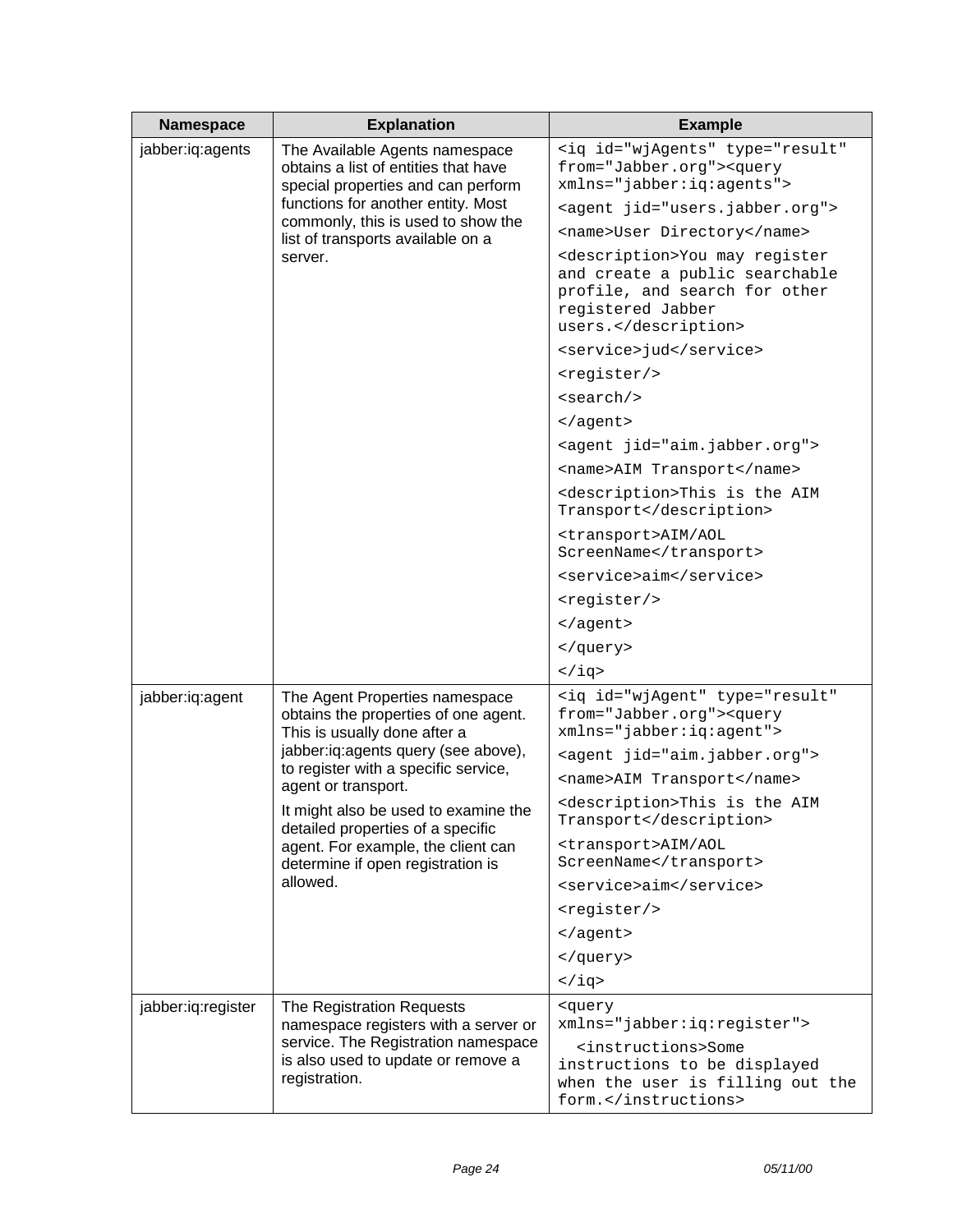| Namespace | Explanation | Example |
|---|---|---|
| jabber:iq:agents | The Available Agents namespace obtains a list of entities that have special properties and can perform functions for another entity. Most commonly, this is used to show the list of transports available on a server. | `<iq id="wjAgents" type="result" from="Jabber.org"><query xmlns="jabber:iq:agents">` `<agent jid="users.jabber.org">` `<name>User Directory</name>` `<description>You may register and create a public searchable profile, and search for other registered Jabber users.</description>` `<service>jud</service>` `<register/>` `<search/>` `</agent>` `<agent jid="aim.jabber.org">` `<name>AIM Transport</name>` `<description>This is the AIM Transport</description>` `<transport>AIM/AOL ScreenName</transport>` `<service>aim</service>` `<register/>` `</agent>` `</query>` `</iq>` |
| jabber:iq:agent | The Agent Properties namespace obtains the properties of one agent. This is usually done after a jabber:iq:agents query (see above), to register with a specific service, agent or transport.<br>It might also be used to examine the detailed properties of a specific agent. For example, the client can determine if open registration is allowed. | `<iq id="wjAgent" type="result" from="Jabber.org"><query xmlns="jabber:iq:agent">` `<agent jid="aim.jabber.org">` `<name>AIM Transport</name>` `<description>This is the AIM Transport</description>` `<transport>AIM/AOL ScreenName</transport>` `<service>aim</service>` `<register/>` `</agent>` `</query>` `</iq>` |
| jabber:iq:register | The Registration Requests namespace registers with a server or service. The Registration namespace is also used to update or remove a registration. | `<query xmlns="jabber:iq:register">` `<instructions>Some instructions to be displayed when the user is filling out the form.</instructions>` |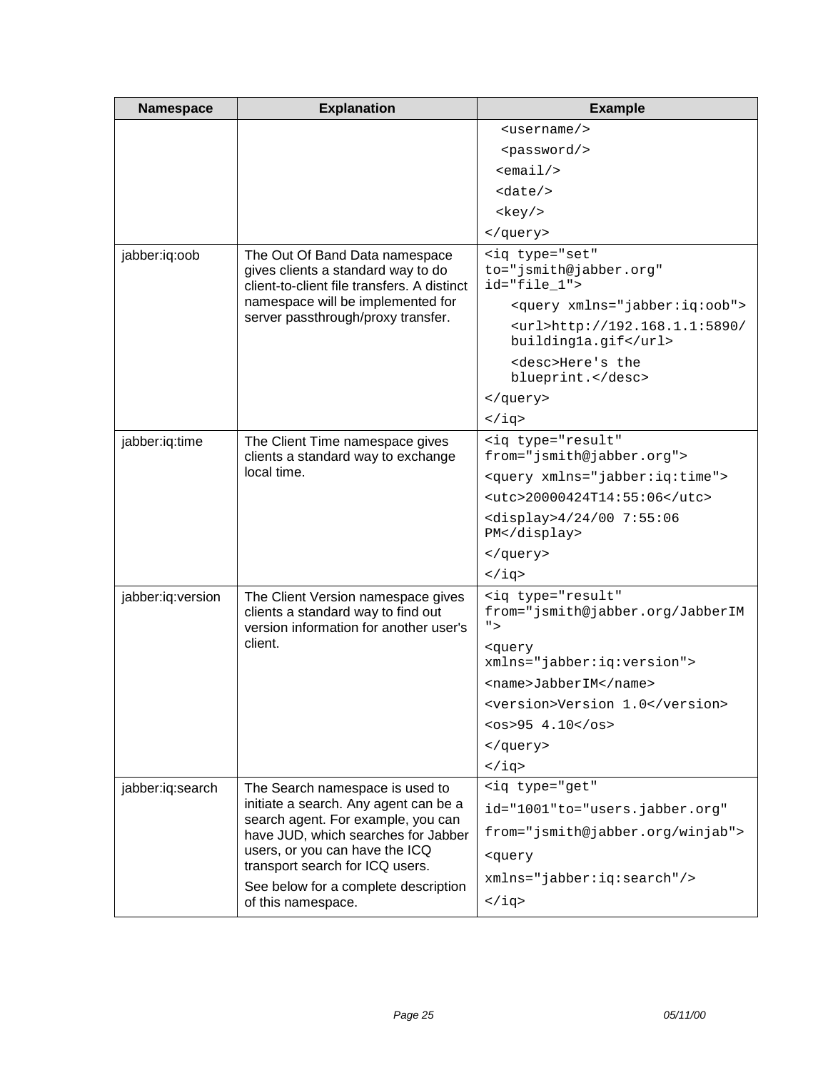| Namespace | Explanation | Example |
|---|---|---|
| | | `<username/>` `<password/>` `<email/>` `<date/>` `<key/>` `</query>` |
| jabber:iq:oob | The Out Of Band Data namespace gives clients a standard way to do client-to-client file transfers. A distinct namespace will be implemented for server passthrough/proxy transfer. | `<iq type="set" to="jsmith@jabber.org" id="file_1">` `<query xmlns="jabber:iq:oob">` `<url>http://192.168.1.1:5890/building1a.gif</url>` `<desc>Here's the blueprint.</desc>` `</query>` `</iq>` |
| jabber:iq:time | The Client Time namespace gives clients a standard way to exchange local time. | `<iq type="result" from="jsmith@jabber.org">` `<query xmlns="jabber:iq:time">` `<utc>20000424T14:55:06</utc>` `<display>4/24/00 7:55:06 PM</display>` `</query>` `</iq>` |
| jabber:iq:version | The Client Version namespace gives clients a standard way to find out version information for another user's client. | `<iq type="result" from="jsmith@jabber.org/JabberIM">` `<query xmlns="jabber:iq:version">` `<name>JabberIM</name>` `<version>Version 1.0</version>` `<os>95 4.10</os>` `</query>` `</iq>` |
| jabber:iq:search | The Search namespace is used to initiate a search. Any agent can be a search agent. For example, you can have JUD, which searches for Jabber users, or you can have the ICQ transport search for ICQ users. See below for a complete description of this namespace. | `<iq type="get"` `id="1001"to="users.jabber.org"` `from="jsmith@jabber.org/winjab">` `<query` `xmlns="jabber:iq:search"/>` `</iq>` |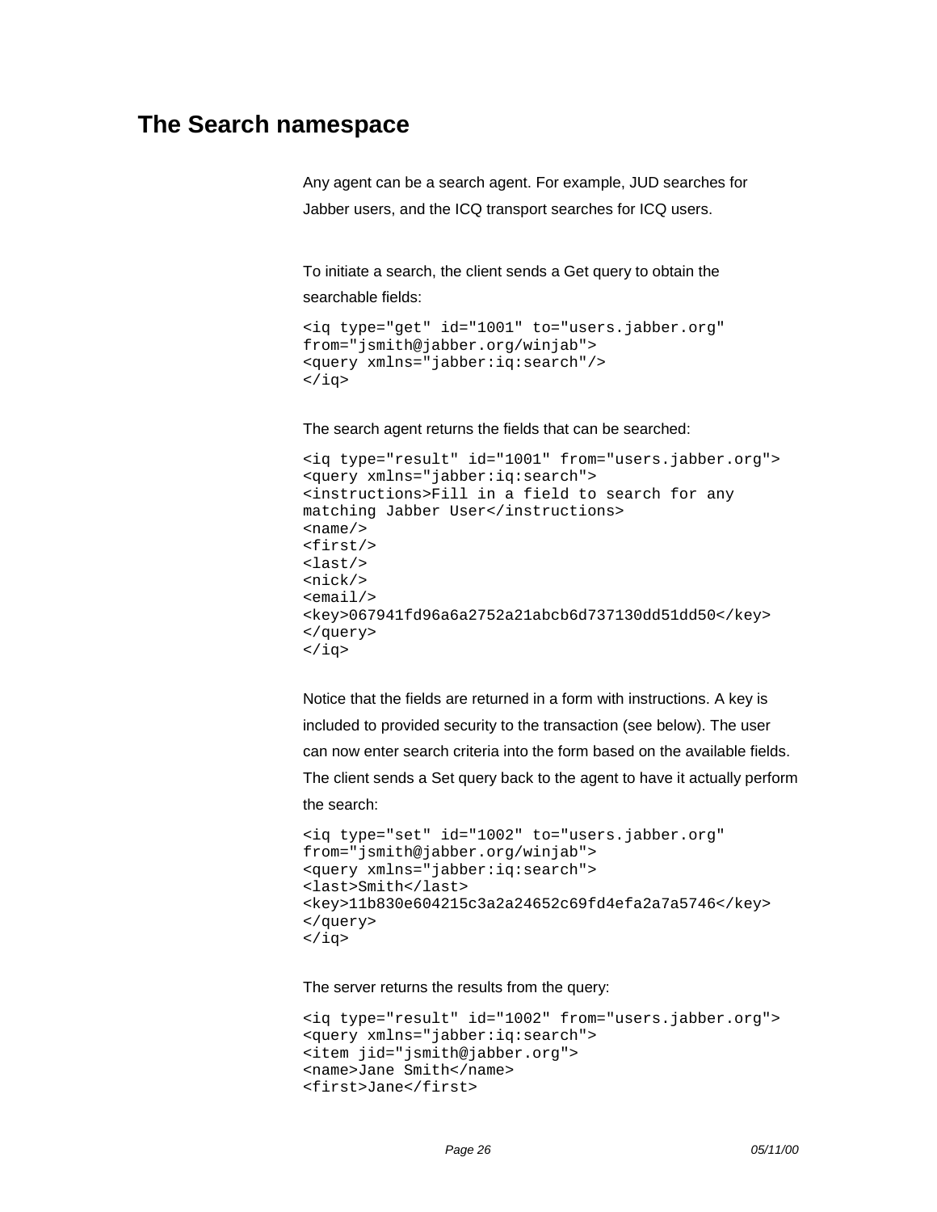## The Search namespace

Any agent can be a search agent. For example, JUD searches for Jabber users, and the ICQ transport searches for ICQ users.

To initiate a search, the client sends a Get query to obtain the searchable fields:

```
<iq type="get" id="1001" to="users.jabber.org"
from="jsmith@jabber.org/winjab">
<query xmlns="jabber:iq:search"/>
</iq>
```

The search agent returns the fields that can be searched:

```
<iq type="result" id="1001" from="users.jabber.org">
<query xmlns="jabber:iq:search">
<instructions>Fill in a field to search for any
matching Jabber User</instructions>
<name/>
<first/>
<last/>
<nick/>
<email/>
<key>067941fd96a6a2752a21abcb6d737130dd51dd50</key>
</query>
</iq>
```

Notice that the fields are returned in a form with instructions. A key is included to provided security to the transaction (see below). The user can now enter search criteria into the form based on the available fields. The client sends a Set query back to the agent to have it actually perform the search:

```
<iq type="set" id="1002" to="users.jabber.org"
from="jsmith@jabber.org/winjab">
<query xmlns="jabber:iq:search">
<last>Smith</last>
<key>11b830e604215c3a2a24652c69fd4efa2a7a5746</key>
</query>
</iq>
```

The server returns the results from the query:

```
<iq type="result" id="1002" from="users.jabber.org">
<query xmlns="jabber:iq:search">
<item jid="jsmith@jabber.org">
<name>Jane Smith</name>
<first>Jane</first>
```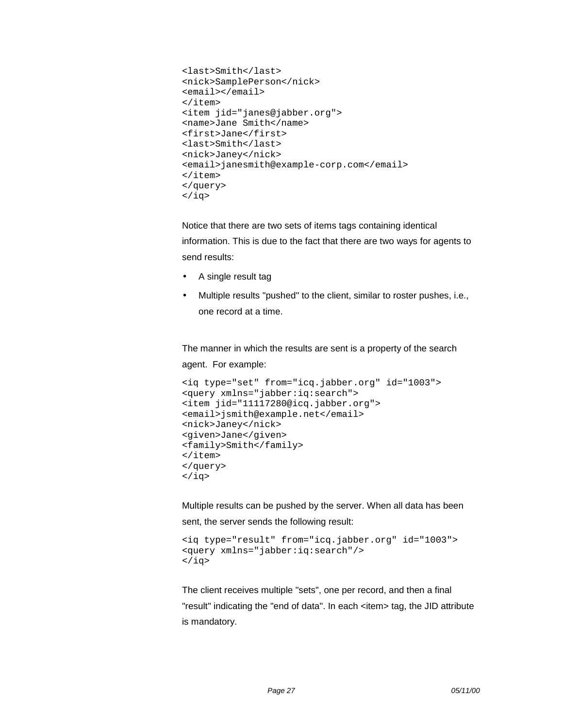```
<last>Smith</last>
<nick>SamplePerson</nick>
<email></email>
</item>
<item jid="janes@jabber.org">
<name>Jane Smith</name>
<first>Jane</first>
<last>Smith</last>
<nick>Janey</nick>
<email>janesmith@example-corp.com</email>
</item>
</query>
</iq>
```

Notice that there are two sets of items tags containing identical information. This is due to the fact that there are two ways for agents to send results:

- A single result tag
- Multiple results "pushed" to the client, similar to roster pushes, i.e., one record at a time.

The manner in which the results are sent is a property of the search agent. For example:

```
<iq type="set" from="icq.jabber.org" id="1003">
<query xmlns="jabber:iq:search">
<item jid="11117280@icq.jabber.org">
<email>jsmith@example.net</email>
<nick>Janey</nick>
<given>Jane</given>
<family>Smith</family>
</item>
</query>
</iq>
```

Multiple results can be pushed by the server. When all data has been sent, the server sends the following result:

```
<iq type="result" from="icq.jabber.org" id="1003">
<query xmlns="jabber:iq:search"/>
</iq>
```

The client receives multiple "sets", one per record, and then a final "result" indicating the "end of data". In each <item> tag, the JID attribute is mandatory.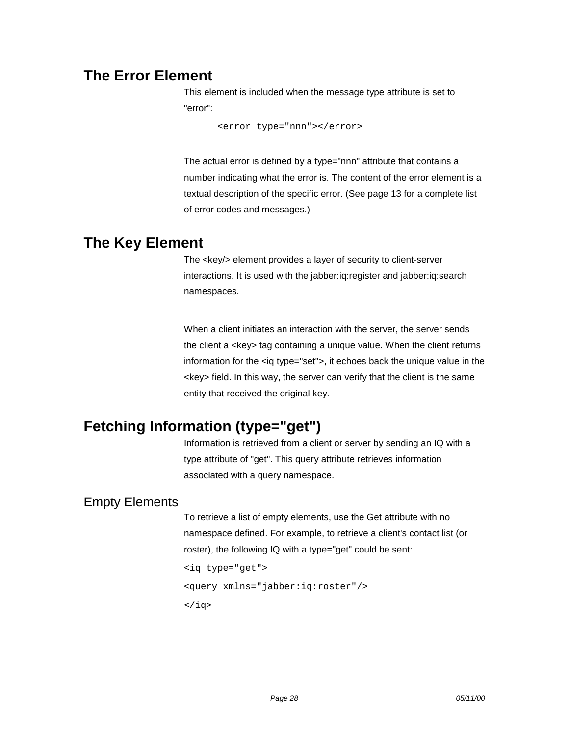## The Error Element

This element is included when the message type attribute is set to "error":

```
<error type="nnn"></error>
```

The actual error is defined by a type="nnn" attribute that contains a number indicating what the error is. The content of the error element is a textual description of the specific error. (See page 13 for a complete list of error codes and messages.)

## The Key Element

The <key/> element provides a layer of security to client-server interactions. It is used with the jabber:iq:register and jabber:iq:search namespaces.

When a client initiates an interaction with the server, the server sends the client a <key> tag containing a unique value. When the client returns information for the <iq type="set">, it echoes back the unique value in the <key> field. In this way, the server can verify that the client is the same entity that received the original key.

## Fetching Information (type="get")

Information is retrieved from a client or server by sending an IQ with a type attribute of "get". This query attribute retrieves information associated with a query namespace.

### Empty Elements

To retrieve a list of empty elements, use the Get attribute with no namespace defined. For example, to retrieve a client's contact list (or roster), the following IQ with a type="get" could be sent:

```
<iq type="get">
<query xmlns="jabber:iq:roster"/>
</iq>
```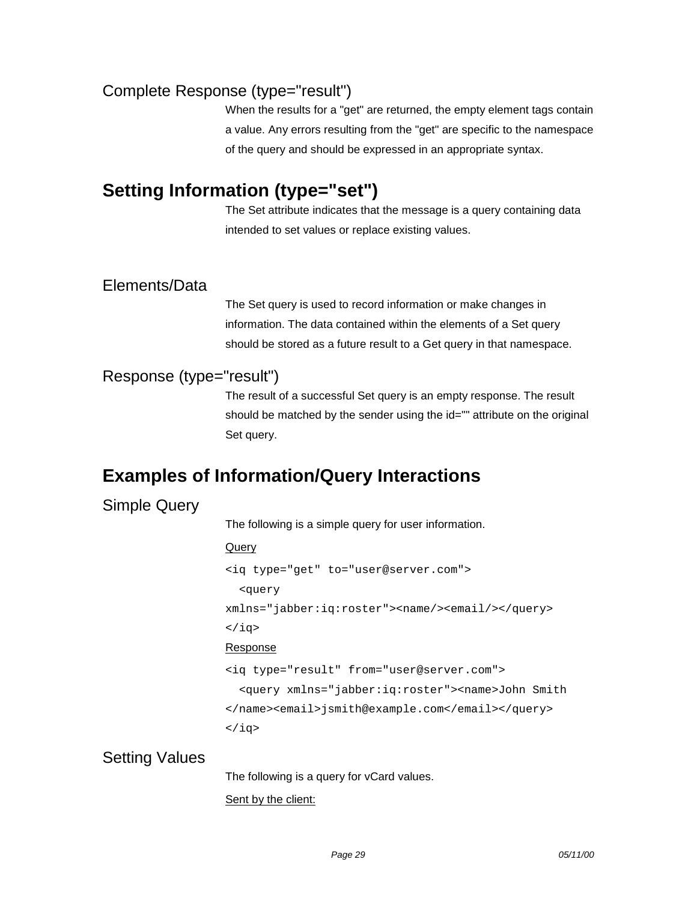### Complete Response (type="result")

When the results for a "get" are returned, the empty element tags contain a value. Any errors resulting from the "get" are specific to the namespace of the query and should be expressed in an appropriate syntax.

## Setting Information (type="set")

The Set attribute indicates that the message is a query containing data intended to set values or replace existing values.

### Elements/Data

The Set query is used to record information or make changes in information. The data contained within the elements of a Set query should be stored as a future result to a Get query in that namespace.

### Response (type="result")

The result of a successful Set query is an empty response. The result should be matched by the sender using the id="" attribute on the original Set query.

## Examples of Information/Query Interactions

### Simple Query

The following is a simple query for user information.

Query

```
<iq type="get" to="user@server.com">
  <query
xmlns="jabber:iq:roster"><name/><email/></query>
</iq>
```

Response

```
<iq type="result" from="user@server.com">
  <query xmlns="jabber:iq:roster"><name>John Smith
</name><email>jsmith@example.com</email></query>
</iq>
```

### Setting Values

The following is a query for vCard values.

Sent by the client: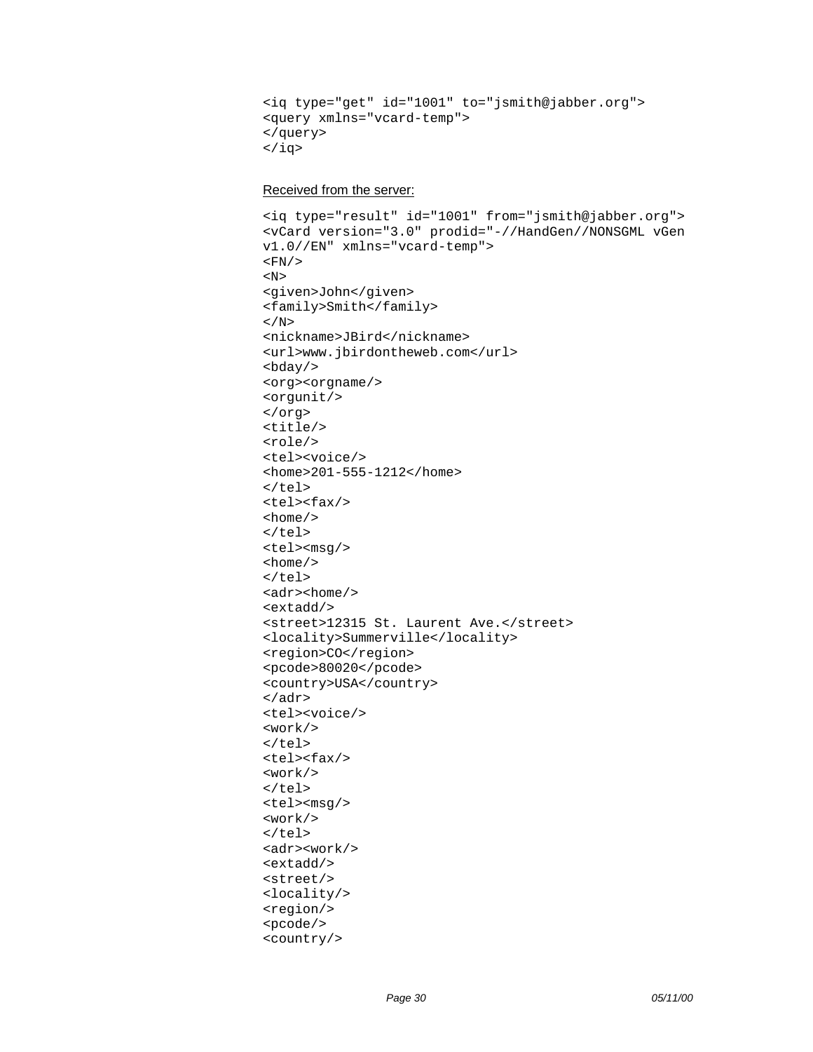```
<iq type="get" id="1001" to="jsmith@jabber.org">
<query xmlns="vcard-temp">
</query>
</iq>
```

Received from the server:

```
<iq type="result" id="1001" from="jsmith@jabber.org">
<vCard version="3.0" prodid="-//HandGen//NONSGML vGen
v1.0//EN" xmlns="vcard-temp">
<FN/>
<N>
<given>John</given>
<family>Smith</family>
</N>
<nickname>JBird</nickname>
<url>www.jbirdontheweb.com</url>
<bday/>
<org><orgname/>
<orgunit/>
</org>
<title/>
<role/>
<tel><voice/>
<home>201-555-1212</home>
</tel>
<tel><fax/>
<home/>
</tel>
<tel><msg/>
<home/>
</tel>
<adr><home/>
<extadd/>
<street>12315 St. Laurent Ave.</street>
<locality>Summerville</locality>
<region>CO</region>
<pcode>80020</pcode>
<country>USA</country>
</adr>
<tel><voice/>
<work/>
</tel>
<tel><fax/>
<work/>
</tel>
<tel><msg/>
<work/>
</tel>
<adr><work/>
<extadd/>
<street/>
<locality/>
<region/>
<pcode/>
<country/>
```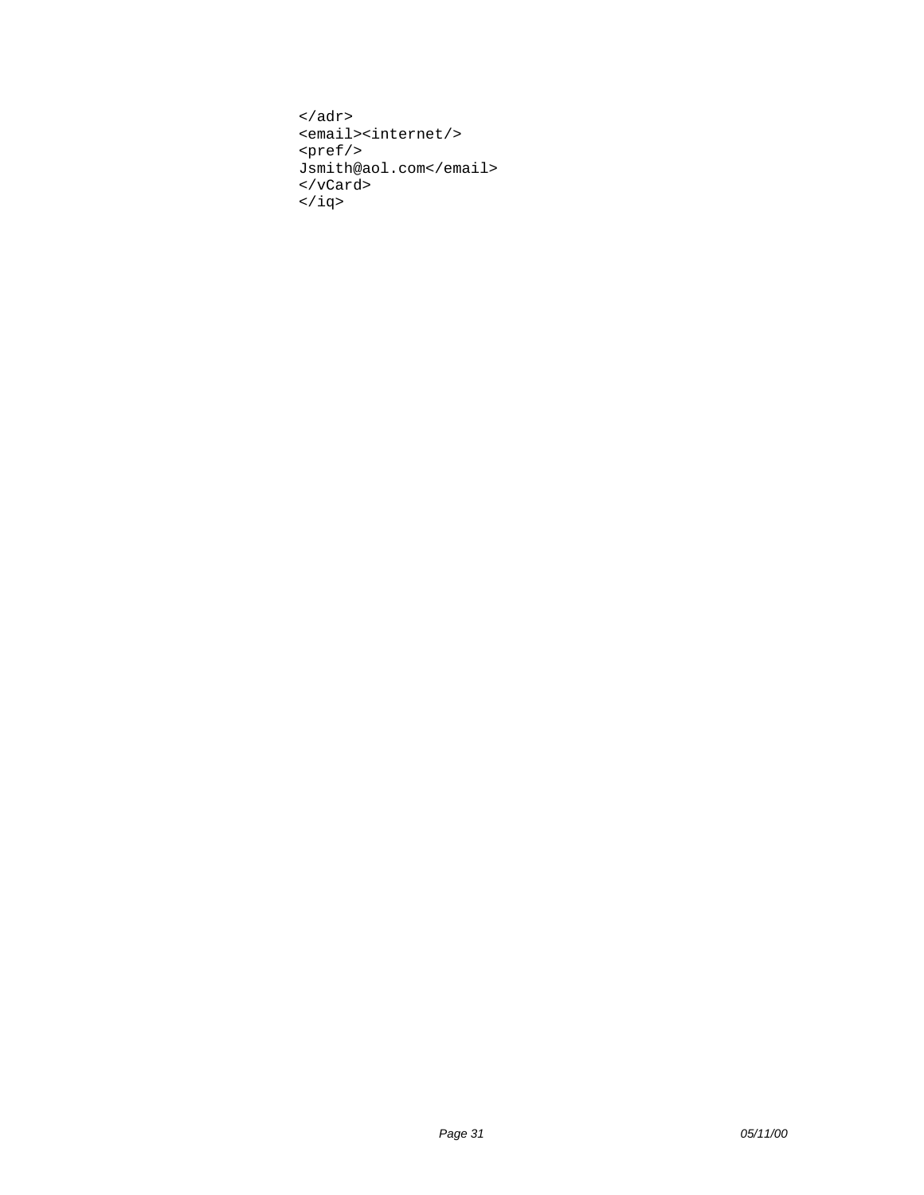```
</adr>
<email><internet/>
<pref/>
Jsmith@aol.com</email>
</vCard>
</iq>
```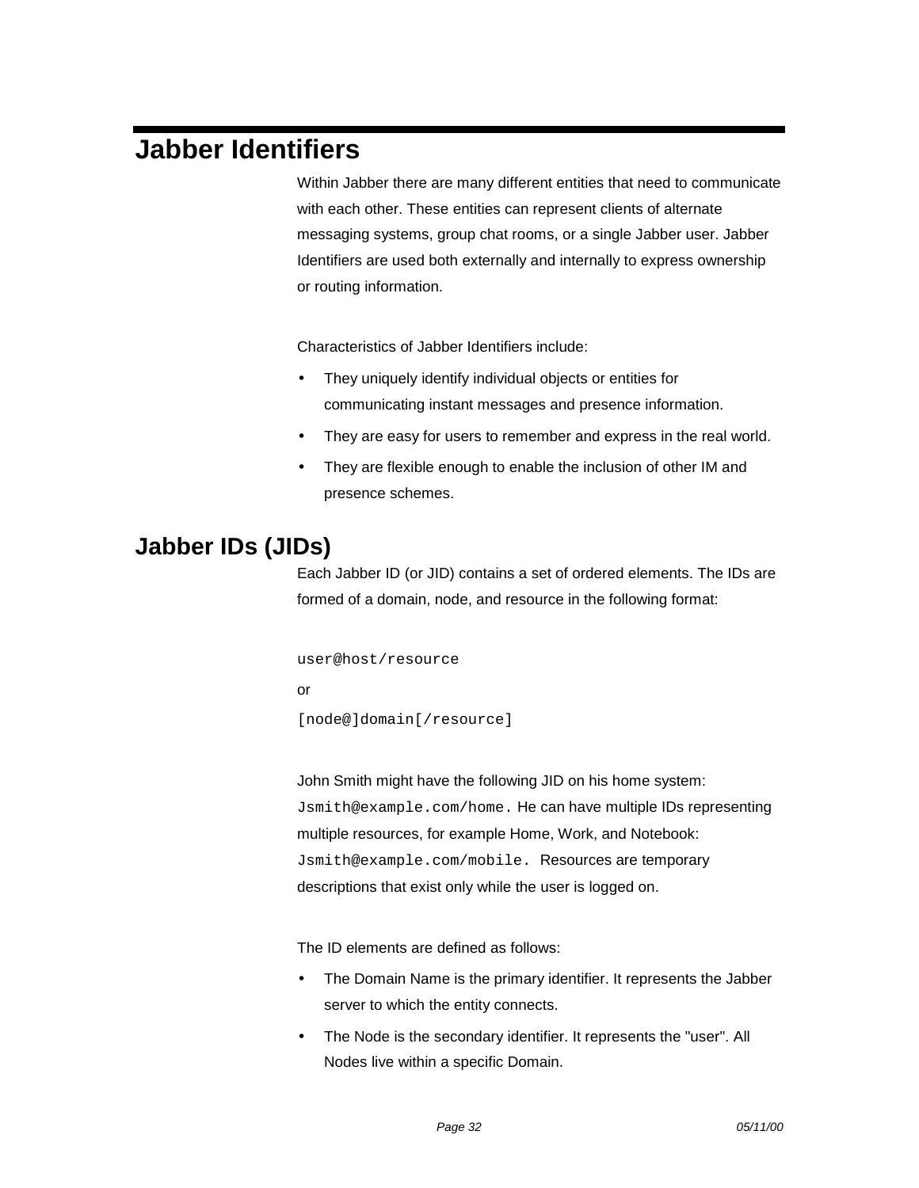# Jabber Identifiers

Within Jabber there are many different entities that need to communicate with each other. These entities can represent clients of alternate messaging systems, group chat rooms, or a single Jabber user. Jabber Identifiers are used both externally and internally to express ownership or routing information.

Characteristics of Jabber Identifiers include:

- They uniquely identify individual objects or entities for communicating instant messages and presence information.
- They are easy for users to remember and express in the real world.
- They are flexible enough to enable the inclusion of other IM and presence schemes.

## Jabber IDs (JIDs)

Each Jabber ID (or JID) contains a set of ordered elements. The IDs are formed of a domain, node, and resource in the following format:

```
user@host/resource
```

or

```
[node@]domain[/resource]
```

John Smith might have the following JID on his home system: `Jsmith@example.com/home.` He can have multiple IDs representing multiple resources, for example Home, Work, and Notebook: `Jsmith@example.com/mobile.` Resources are temporary descriptions that exist only while the user is logged on.

The ID elements are defined as follows:

- The Domain Name is the primary identifier. It represents the Jabber server to which the entity connects.
- The Node is the secondary identifier. It represents the "user". All Nodes live within a specific Domain.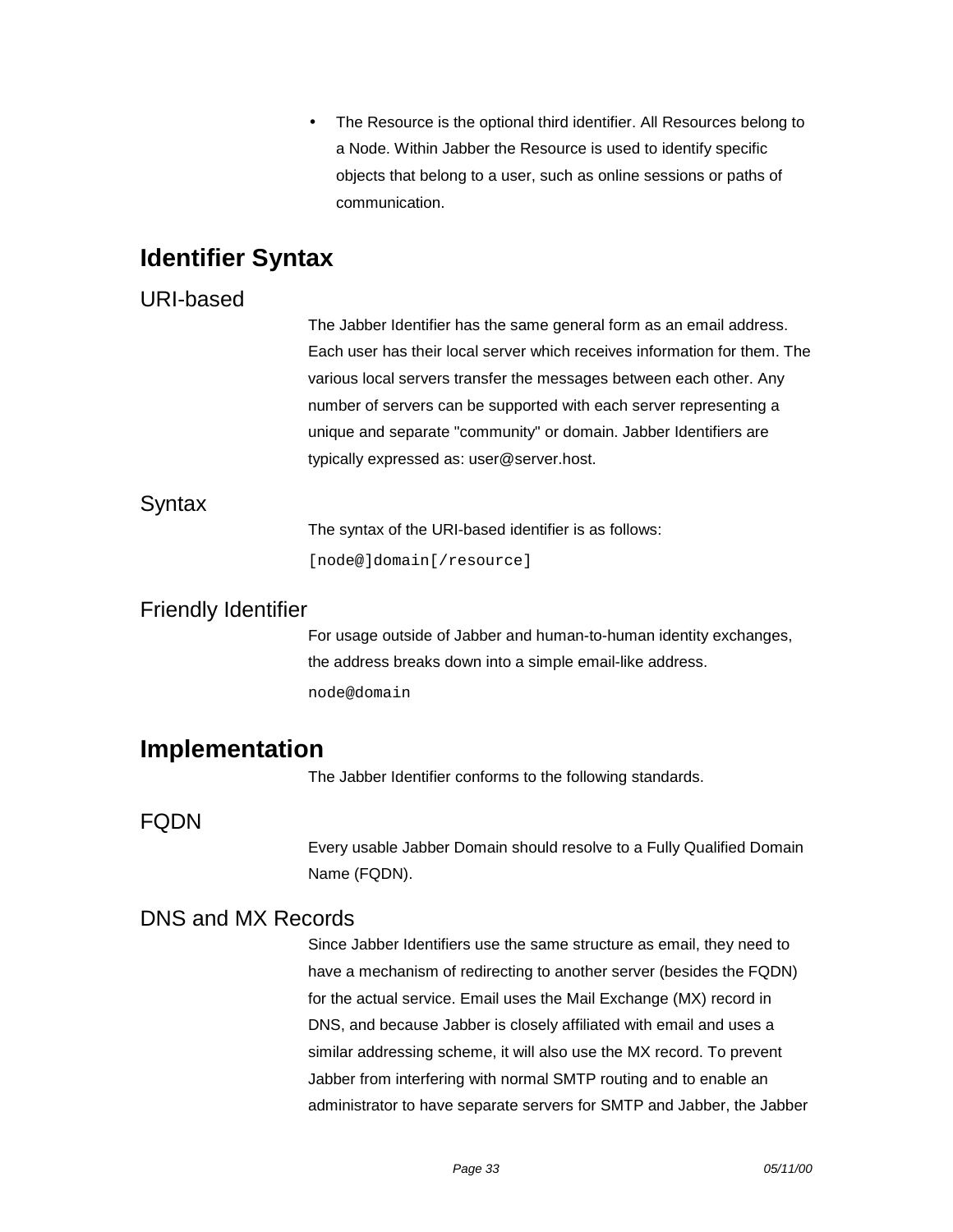- The Resource is the optional third identifier. All Resources belong to a Node. Within Jabber the Resource is used to identify specific objects that belong to a user, such as online sessions or paths of communication.

## Identifier Syntax

### URI-based

The Jabber Identifier has the same general form as an email address. Each user has their local server which receives information for them. The various local servers transfer the messages between each other. Any number of servers can be supported with each server representing a unique and separate "community" or domain. Jabber Identifiers are typically expressed as: user@server.host.

### Syntax

The syntax of the URI-based identifier is as follows:

```
[node@]domain[/resource]
```

### Friendly Identifier

For usage outside of Jabber and human-to-human identity exchanges, the address breaks down into a simple email-like address.

```
node@domain
```

## Implementation

The Jabber Identifier conforms to the following standards.

### FQDN

Every usable Jabber Domain should resolve to a Fully Qualified Domain Name (FQDN).

### DNS and MX Records

Since Jabber Identifiers use the same structure as email, they need to have a mechanism of redirecting to another server (besides the FQDN) for the actual service. Email uses the Mail Exchange (MX) record in DNS, and because Jabber is closely affiliated with email and uses a similar addressing scheme, it will also use the MX record. To prevent Jabber from interfering with normal SMTP routing and to enable an administrator to have separate servers for SMTP and Jabber, the Jabber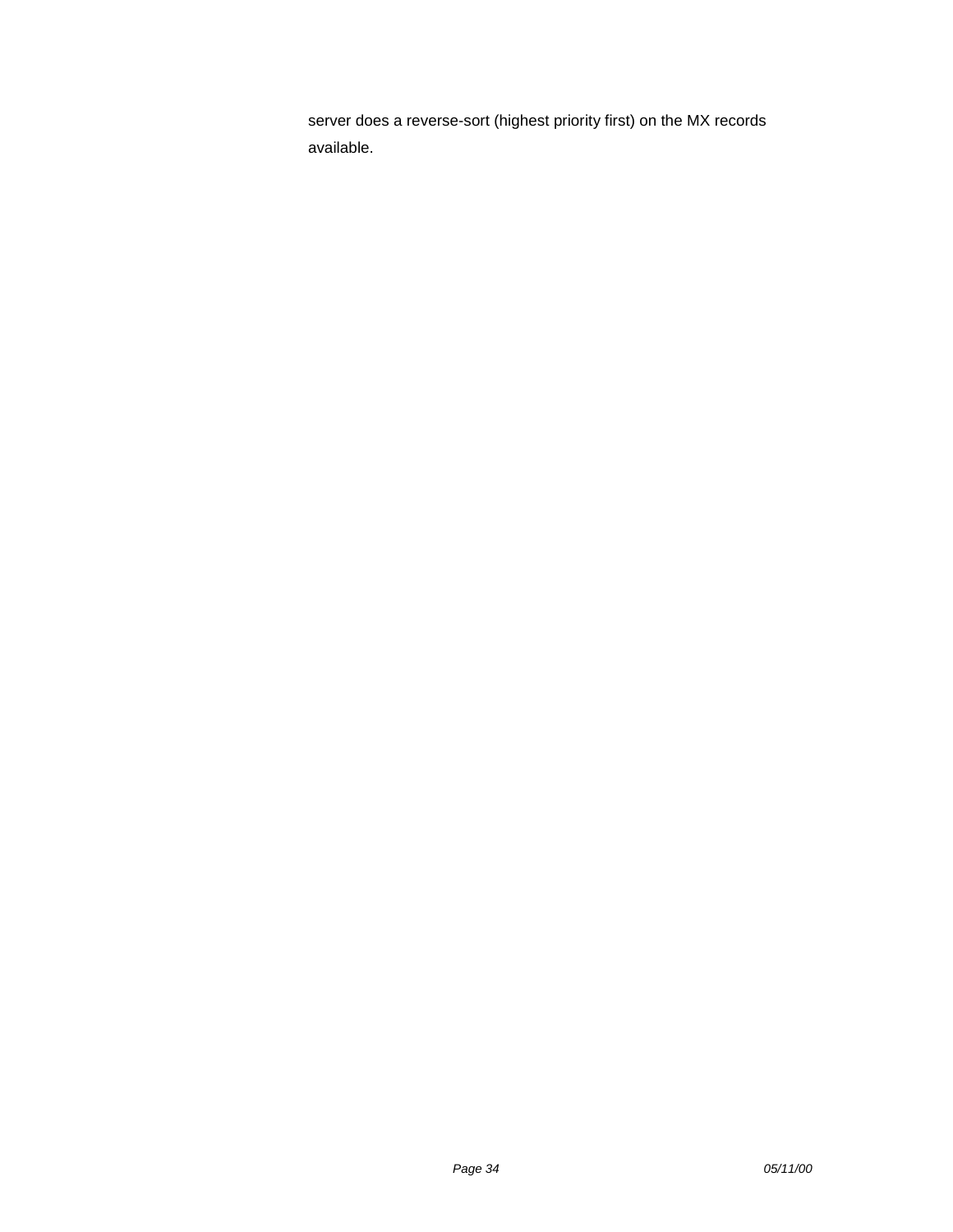server does a reverse-sort (highest priority first) on the MX records available.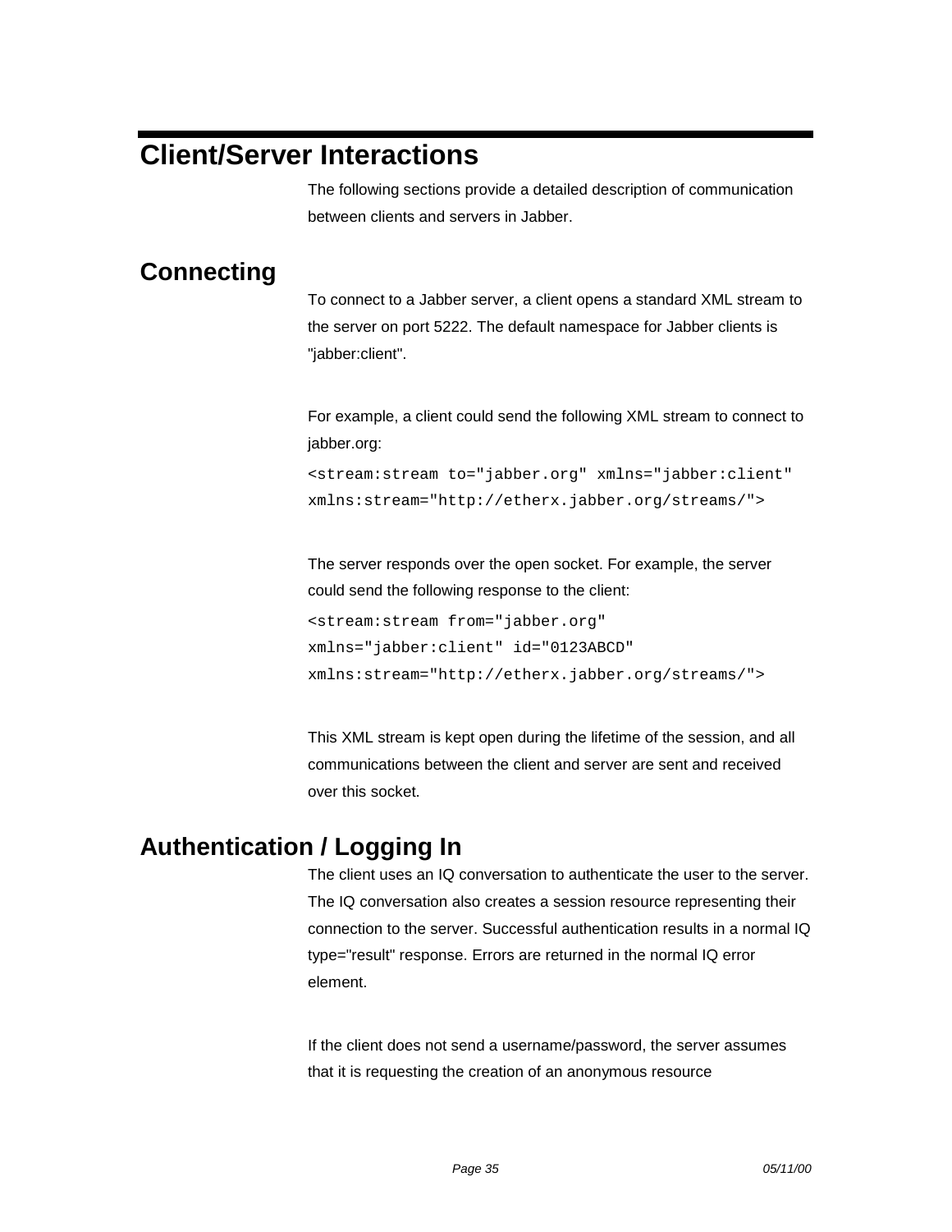# Client/Server Interactions

The following sections provide a detailed description of communication between clients and servers in Jabber.

## Connecting

To connect to a Jabber server, a client opens a standard XML stream to the server on port 5222. The default namespace for Jabber clients is "jabber:client".

For example, a client could send the following XML stream to connect to jabber.org:

```
<stream:stream to="jabber.org" xmlns="jabber:client"
xmlns:stream="http://etherx.jabber.org/streams/">
```

The server responds over the open socket. For example, the server could send the following response to the client:

```
<stream:stream from="jabber.org"
xmlns="jabber:client" id="0123ABCD"
xmlns:stream="http://etherx.jabber.org/streams/">
```

This XML stream is kept open during the lifetime of the session, and all communications between the client and server are sent and received over this socket.

## Authentication / Logging In

The client uses an IQ conversation to authenticate the user to the server. The IQ conversation also creates a session resource representing their connection to the server. Successful authentication results in a normal IQ type="result" response. Errors are returned in the normal IQ error element.

If the client does not send a username/password, the server assumes that it is requesting the creation of an anonymous resource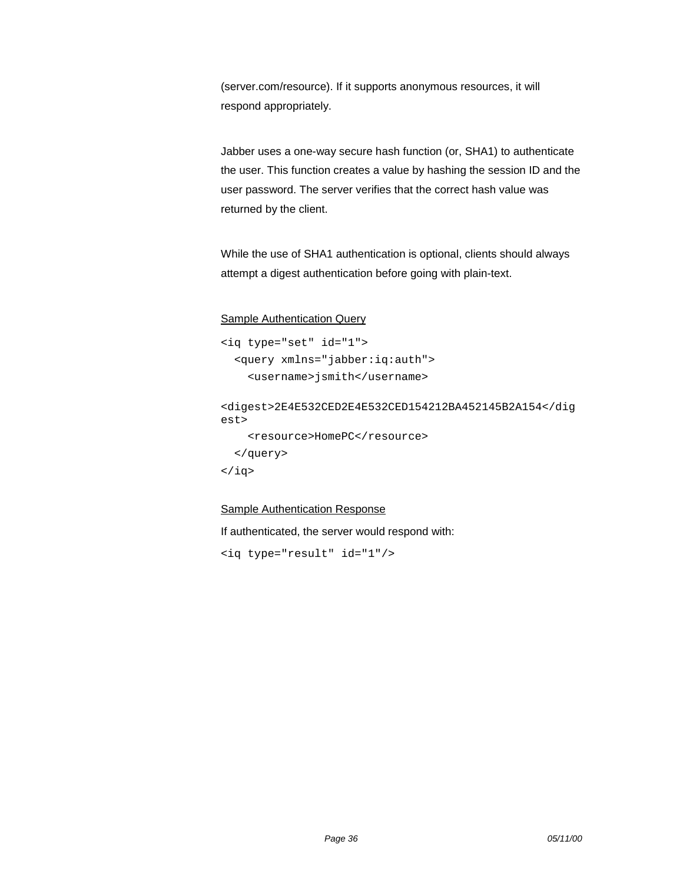(server.com/resource). If it supports anonymous resources, it will respond appropriately.

Jabber uses a one-way secure hash function (or, SHA1) to authenticate the user. This function creates a value by hashing the session ID and the user password. The server verifies that the correct hash value was returned by the client.

While the use of SHA1 authentication is optional, clients should always attempt a digest authentication before going with plain-text.

<u>Sample Authentication Query</u>

```
<iq type="set" id="1">
  <query xmlns="jabber:iq:auth">
    <username>jsmith</username>

<digest>2E4E532CED2E4E532CED154212BA452145B2A154</dig
est>
    <resource>HomePC</resource>
  </query>
</iq>
```

<u>Sample Authentication Response</u>

If authenticated, the server would respond with:

```
<iq type="result" id="1"/>
```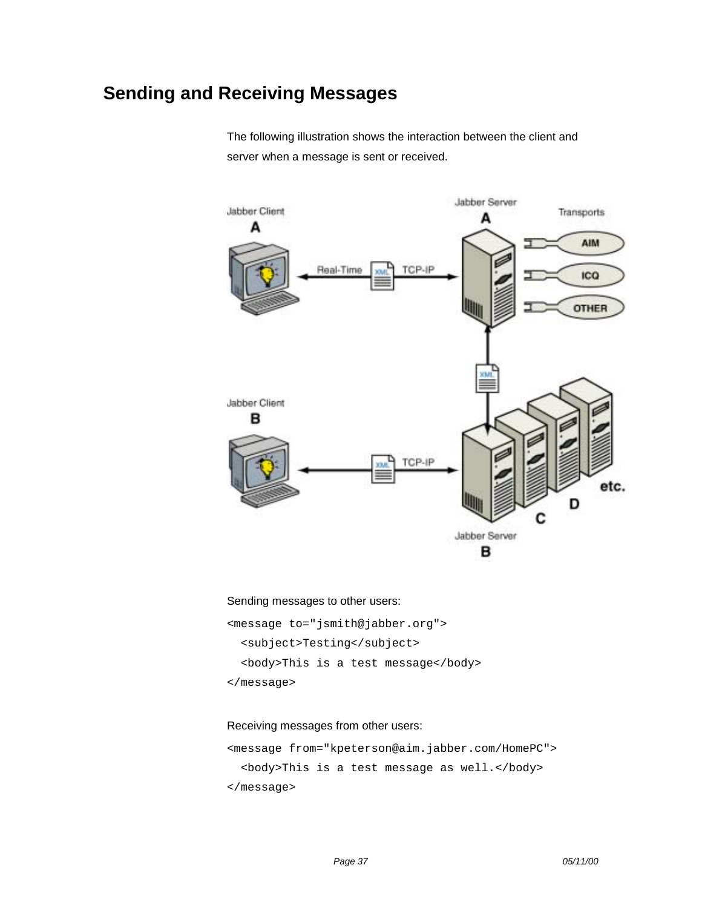## Sending and Receiving Messages

The following illustration shows the interaction between the client and server when a message is sent or received.

Sending messages to other users:

```
<message to="jsmith@jabber.org">
  <subject>Testing</subject>
  <body>This is a test message</body>
</message>
```

Receiving messages from other users:

```
<message from="kpeterson@aim.jabber.com/HomePC">
  <body>This is a test message as well.</body>
</message>
```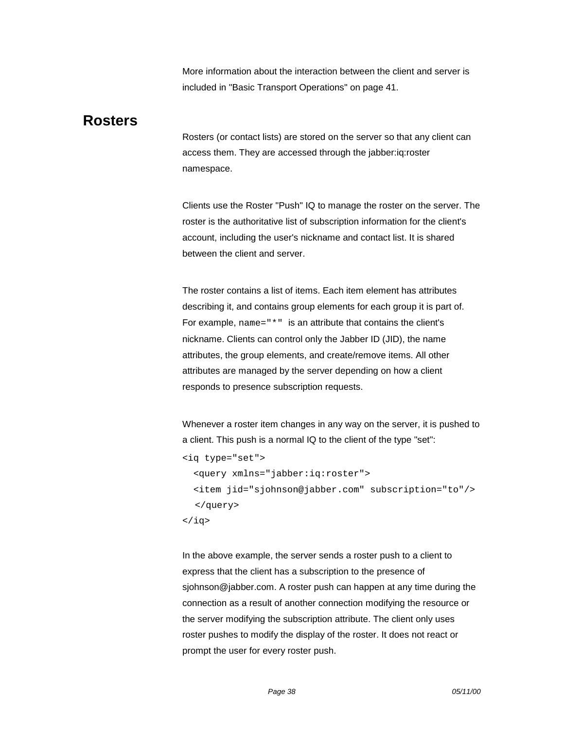More information about the interaction between the client and server is included in "Basic Transport Operations" on page 41.

## Rosters

Rosters (or contact lists) are stored on the server so that any client can access them. They are accessed through the jabber:iq:roster namespace.

Clients use the Roster "Push" IQ to manage the roster on the server. The roster is the authoritative list of subscription information for the client's account, including the user's nickname and contact list. It is shared between the client and server.

The roster contains a list of items. Each item element has attributes describing it, and contains group elements for each group it is part of. For example, `name="*"` is an attribute that contains the client's nickname. Clients can control only the Jabber ID (JID), the name attributes, the group elements, and create/remove items. All other attributes are managed by the server depending on how a client responds to presence subscription requests.

Whenever a roster item changes in any way on the server, it is pushed to a client. This push is a normal IQ to the client of the type "set":

```
<iq type="set">
  <query xmlns="jabber:iq:roster">
  <item jid="sjohnson@jabber.com" subscription="to"/>
   </query>
</iq>
```

In the above example, the server sends a roster push to a client to express that the client has a subscription to the presence of sjohnson@jabber.com. A roster push can happen at any time during the connection as a result of another connection modifying the resource or the server modifying the subscription attribute. The client only uses roster pushes to modify the display of the roster. It does not react or prompt the user for every roster push.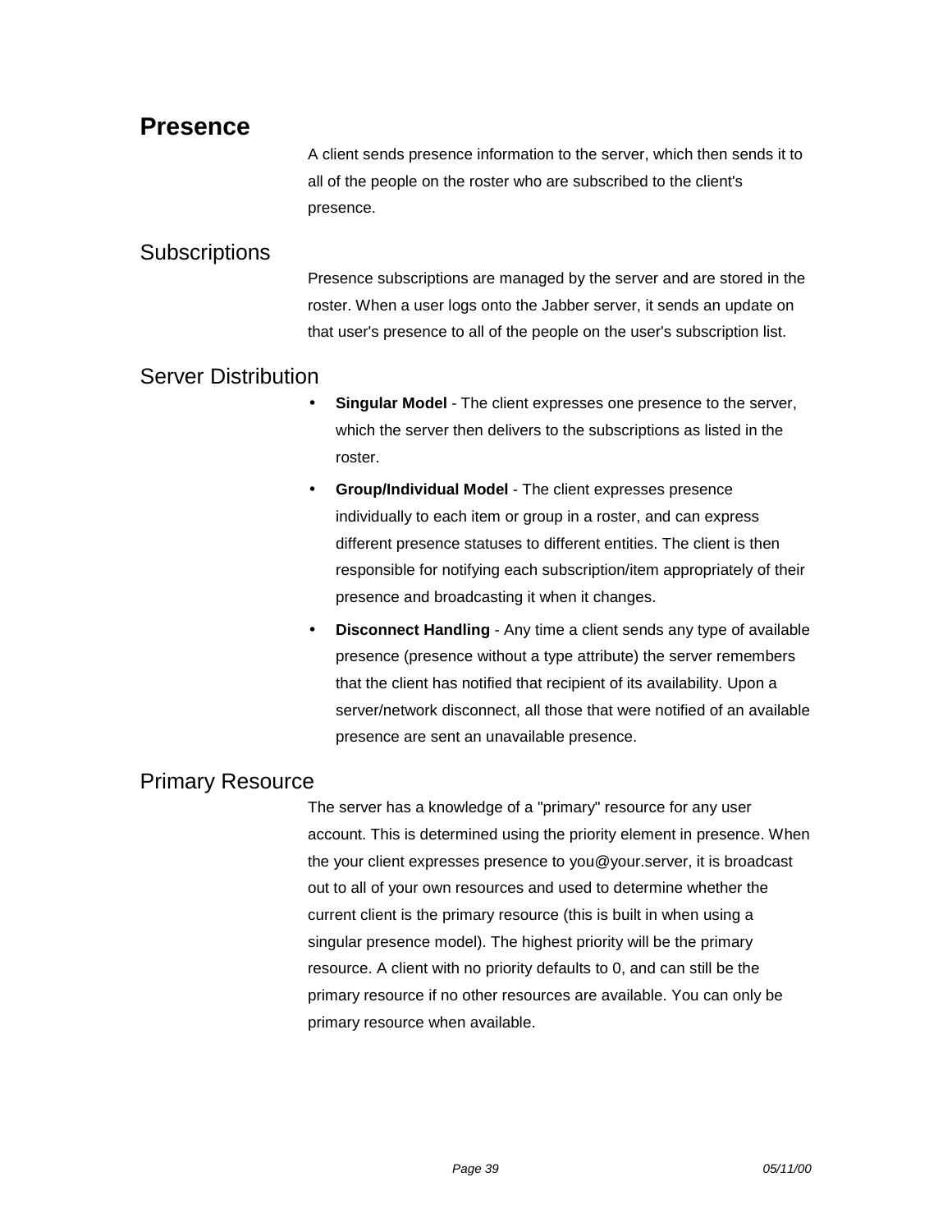# Presence

A client sends presence information to the server, which then sends it to all of the people on the roster who are subscribed to the client's presence.

## Subscriptions

Presence subscriptions are managed by the server and are stored in the roster. When a user logs onto the Jabber server, it sends an update on that user's presence to all of the people on the user's subscription list.

## Server Distribution

- **Singular Model** - The client expresses one presence to the server, which the server then delivers to the subscriptions as listed in the roster.
- **Group/Individual Model** - The client expresses presence individually to each item or group in a roster, and can express different presence statuses to different entities. The client is then responsible for notifying each subscription/item appropriately of their presence and broadcasting it when it changes.
- **Disconnect Handling** - Any time a client sends any type of available presence (presence without a type attribute) the server remembers that the client has notified that recipient of its availability. Upon a server/network disconnect, all those that were notified of an available presence are sent an unavailable presence.

## Primary Resource

The server has a knowledge of a "primary" resource for any user account. This is determined using the priority element in presence. When the your client expresses presence to you@your.server, it is broadcast out to all of your own resources and used to determine whether the current client is the primary resource (this is built in when using a singular presence model). The highest priority will be the primary resource. A client with no priority defaults to 0, and can still be the primary resource if no other resources are available. You can only be primary resource when available.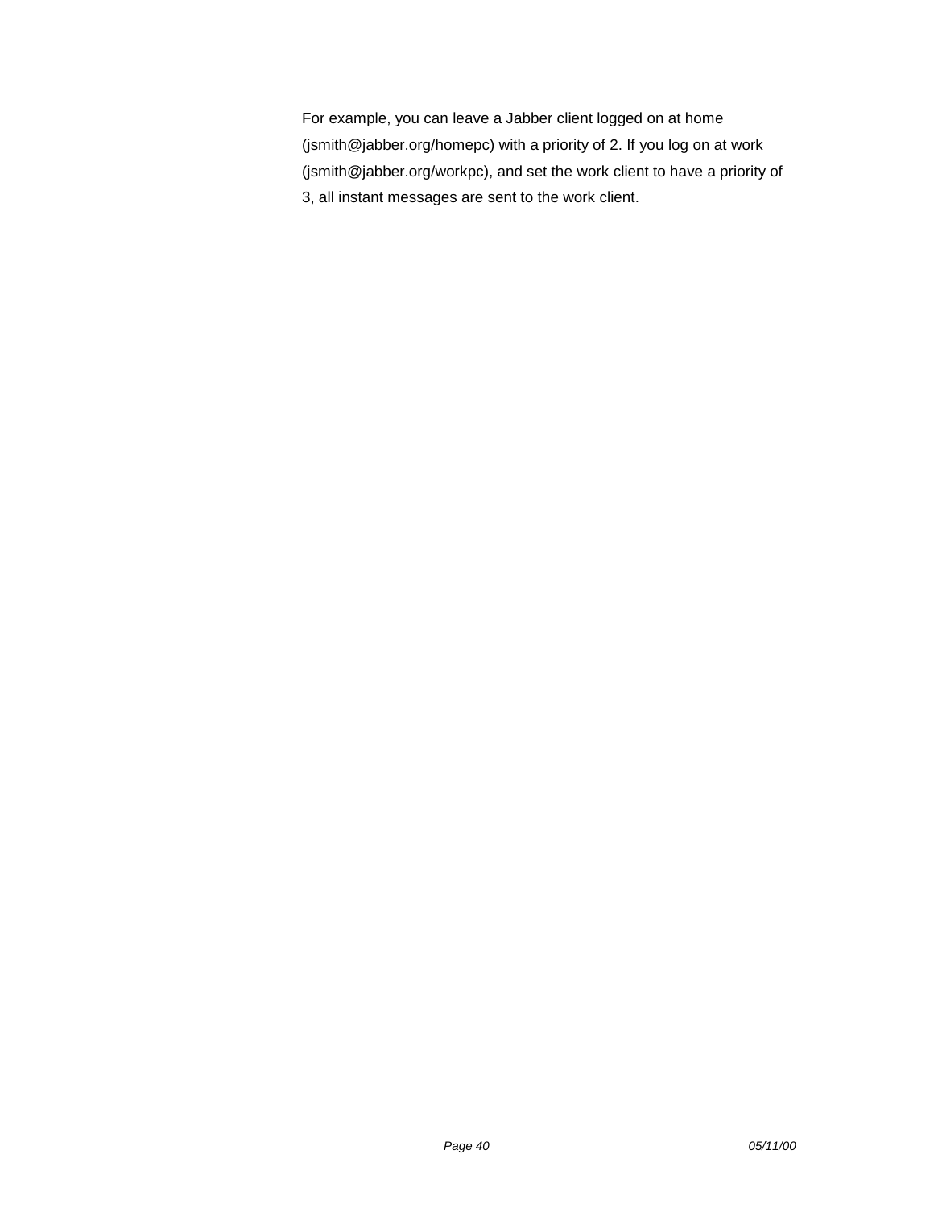For example, you can leave a Jabber client logged on at home (jsmith@jabber.org/homepc) with a priority of 2. If you log on at work (jsmith@jabber.org/workpc), and set the work client to have a priority of 3, all instant messages are sent to the work client.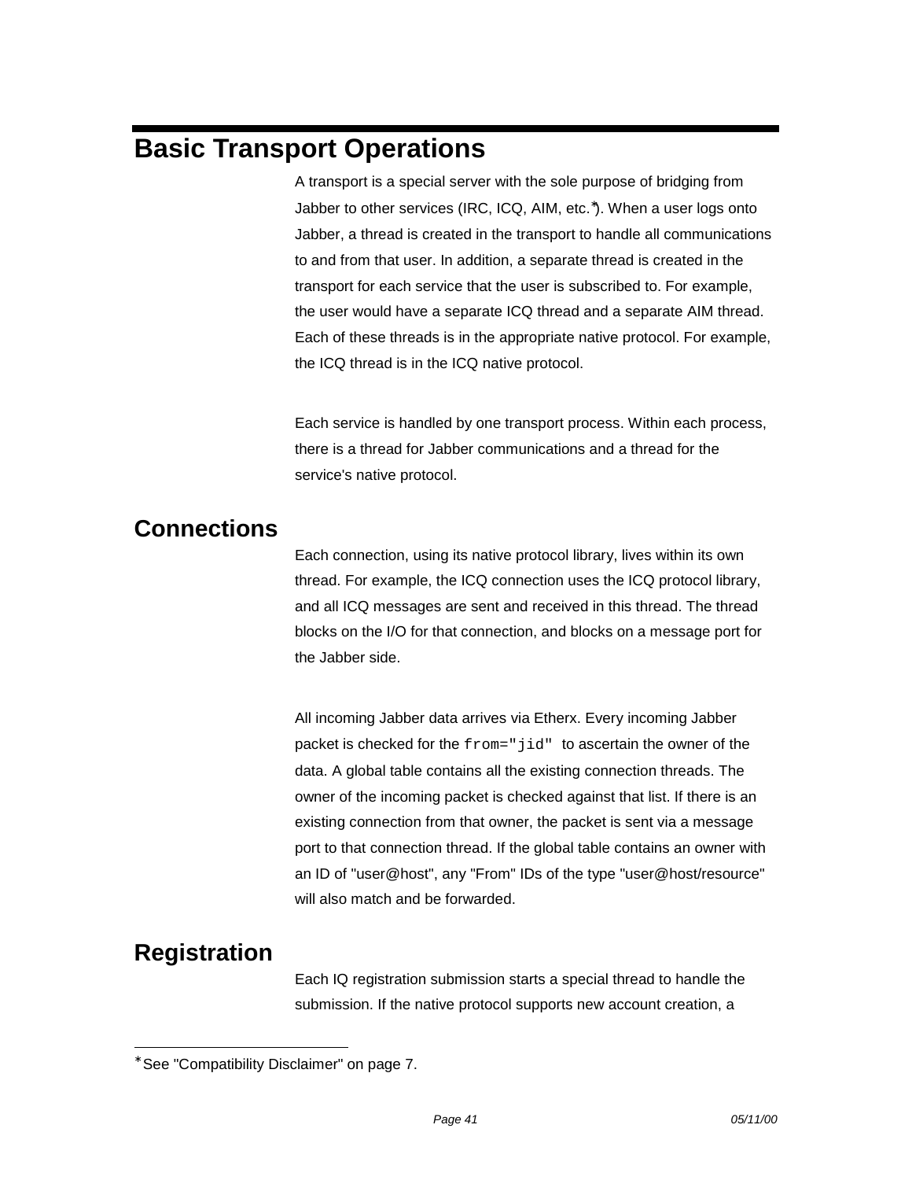# Basic Transport Operations

A transport is a special server with the sole purpose of bridging from Jabber to other services (IRC, ICQ, AIM, etc.*). When a user logs onto Jabber, a thread is created in the transport to handle all communications to and from that user. In addition, a separate thread is created in the transport for each service that the user is subscribed to. For example, the user would have a separate ICQ thread and a separate AIM thread. Each of these threads is in the appropriate native protocol. For example, the ICQ thread is in the ICQ native protocol.

Each service is handled by one transport process. Within each process, there is a thread for Jabber communications and a thread for the service's native protocol.

## Connections

Each connection, using its native protocol library, lives within its own thread. For example, the ICQ connection uses the ICQ protocol library, and all ICQ messages are sent and received in this thread. The thread blocks on the I/O for that connection, and blocks on a message port for the Jabber side.

All incoming Jabber data arrives via Etherx. Every incoming Jabber packet is checked for the `from="jid"` to ascertain the owner of the data. A global table contains all the existing connection threads. The owner of the incoming packet is checked against that list. If there is an existing connection from that owner, the packet is sent via a message port to that connection thread. If the global table contains an owner with an ID of "user@host", any "From" IDs of the type "user@host/resource" will also match and be forwarded.

## Registration

Each IQ registration submission starts a special thread to handle the submission. If the native protocol supports new account creation, a

---

* See "Compatibility Disclaimer" on page 7.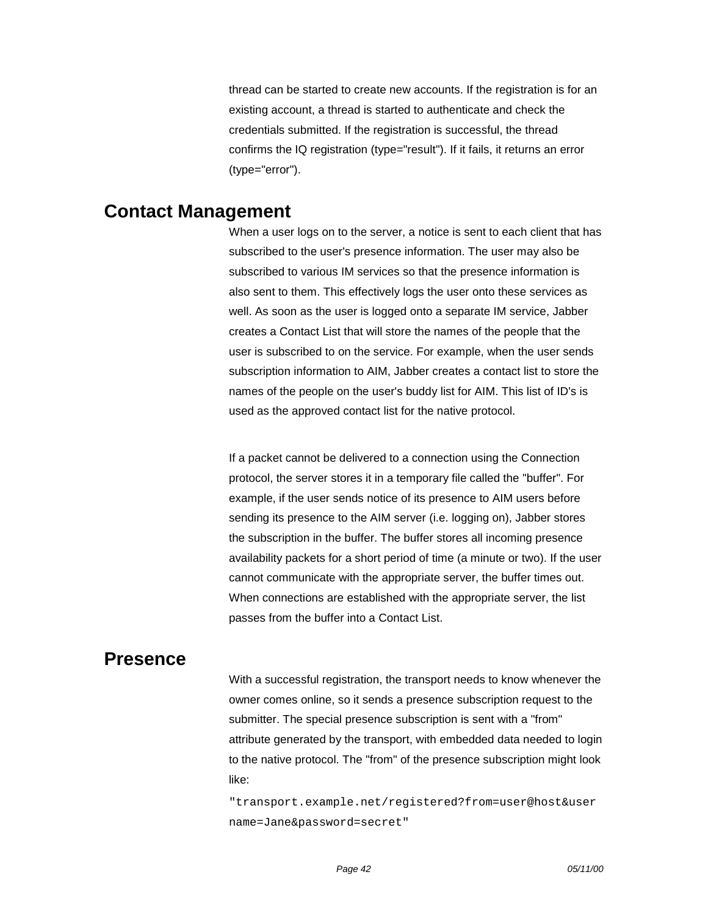thread can be started to create new accounts. If the registration is for an existing account, a thread is started to authenticate and check the credentials submitted. If the registration is successful, the thread confirms the IQ registration (type="result"). If it fails, it returns an error (type="error").

## Contact Management

When a user logs on to the server, a notice is sent to each client that has subscribed to the user's presence information. The user may also be subscribed to various IM services so that the presence information is also sent to them. This effectively logs the user onto these services as well. As soon as the user is logged onto a separate IM service, Jabber creates a Contact List that will store the names of the people that the user is subscribed to on the service. For example, when the user sends subscription information to AIM, Jabber creates a contact list to store the names of the people on the user's buddy list for AIM. This list of ID's is used as the approved contact list for the native protocol.

If a packet cannot be delivered to a connection using the Connection protocol, the server stores it in a temporary file called the "buffer". For example, if the user sends notice of its presence to AIM users before sending its presence to the AIM server (i.e. logging on), Jabber stores the subscription in the buffer. The buffer stores all incoming presence availability packets for a short period of time (a minute or two). If the user cannot communicate with the appropriate server, the buffer times out. When connections are established with the appropriate server, the list passes from the buffer into a Contact List.

## Presence

With a successful registration, the transport needs to know whenever the owner comes online, so it sends a presence subscription request to the submitter. The special presence subscription is sent with a "from" attribute generated by the transport, with embedded data needed to login to the native protocol. The "from" of the presence subscription might look like:

```
"transport.example.net/registered?from=user@host&username=Jane&password=secret"
```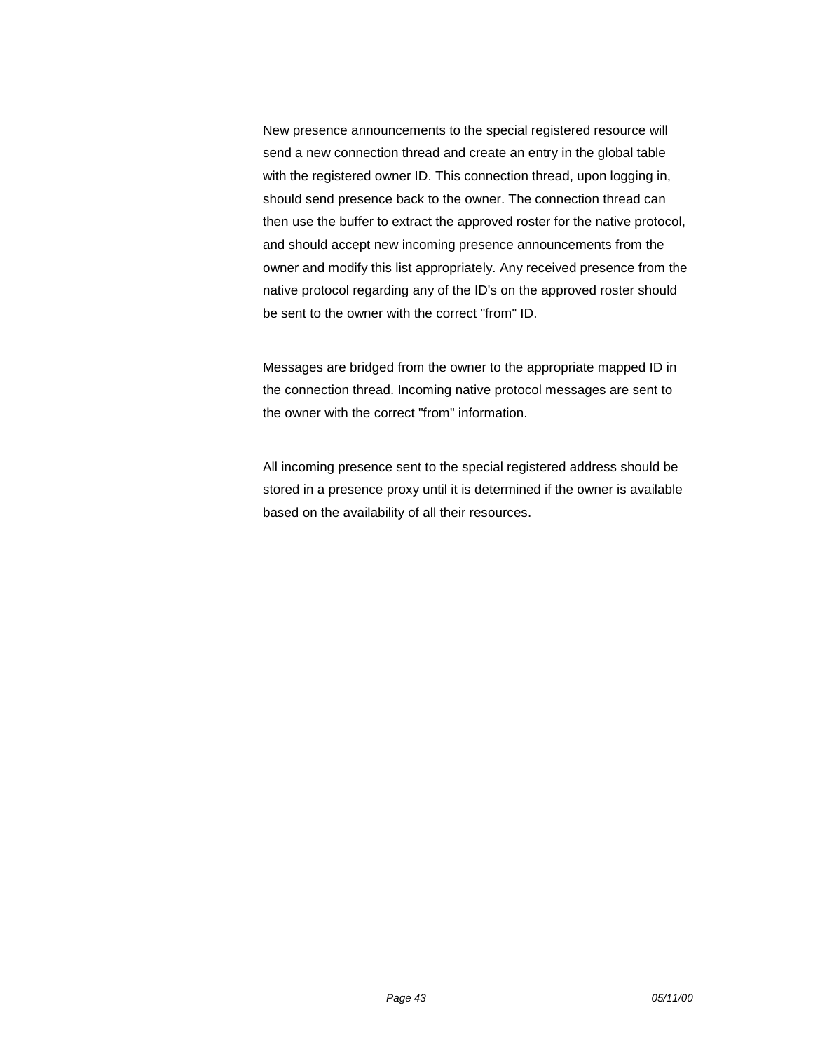New presence announcements to the special registered resource will send a new connection thread and create an entry in the global table with the registered owner ID. This connection thread, upon logging in, should send presence back to the owner. The connection thread can then use the buffer to extract the approved roster for the native protocol, and should accept new incoming presence announcements from the owner and modify this list appropriately. Any received presence from the native protocol regarding any of the ID's on the approved roster should be sent to the owner with the correct "from" ID.

Messages are bridged from the owner to the appropriate mapped ID in the connection thread. Incoming native protocol messages are sent to the owner with the correct "from" information.

All incoming presence sent to the special registered address should be stored in a presence proxy until it is determined if the owner is available based on the availability of all their resources.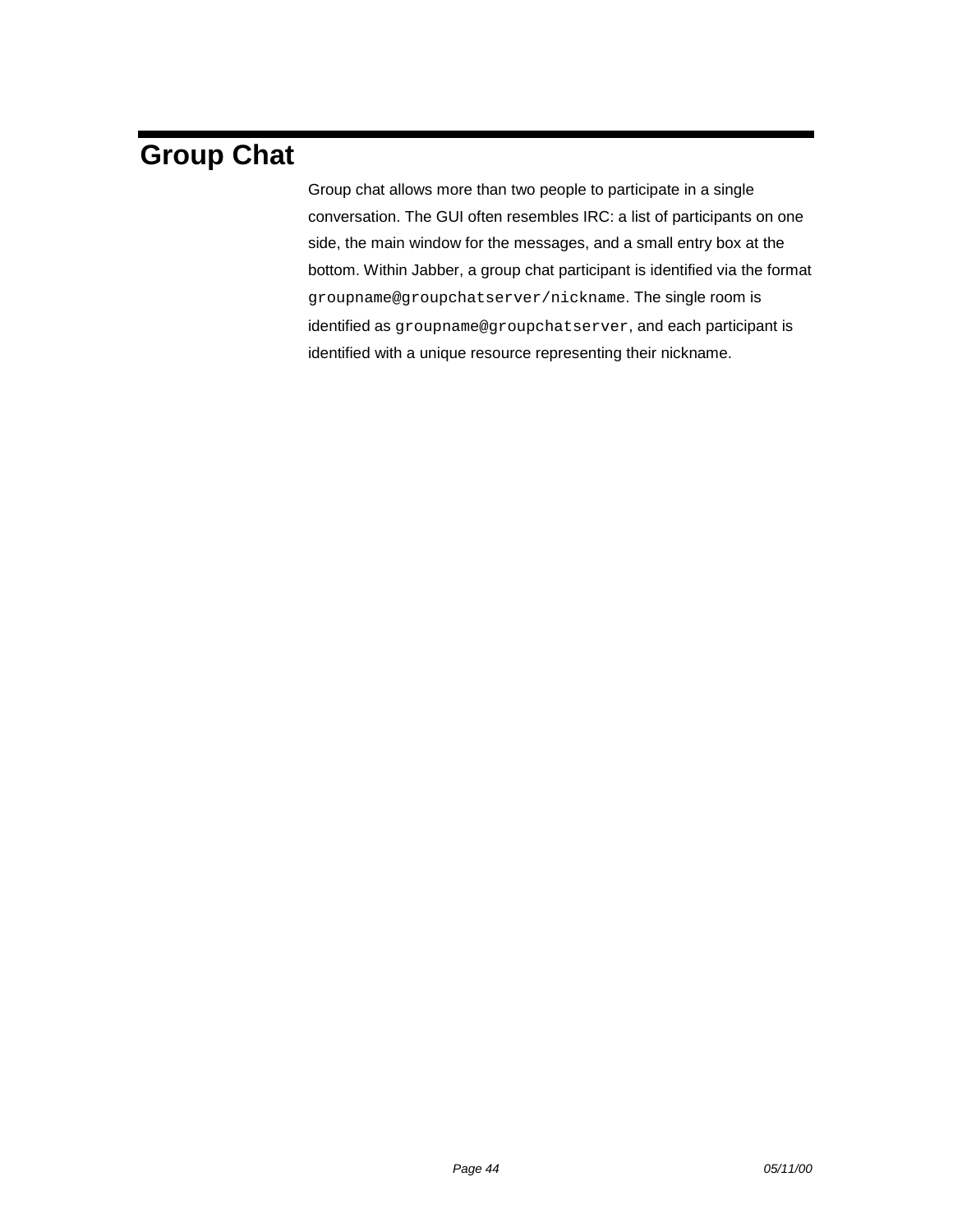# Group Chat

Group chat allows more than two people to participate in a single conversation. The GUI often resembles IRC: a list of participants on one side, the main window for the messages, and a small entry box at the bottom. Within Jabber, a group chat participant is identified via the format `groupname@groupchatserver/nickname`. The single room is identified as `groupname@groupchatserver`, and each participant is identified with a unique resource representing their nickname.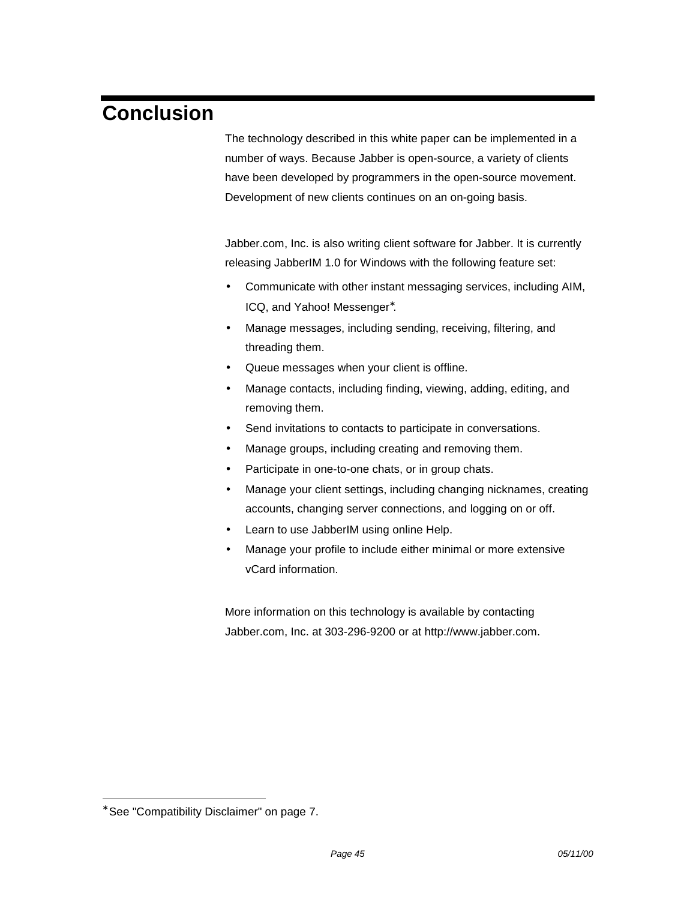# Conclusion

The technology described in this white paper can be implemented in a number of ways. Because Jabber is open-source, a variety of clients have been developed by programmers in the open-source movement. Development of new clients continues on an on-going basis.

Jabber.com, Inc. is also writing client software for Jabber. It is currently releasing JabberIM 1.0 for Windows with the following feature set:

- Communicate with other instant messaging services, including AIM, ICQ, and Yahoo! Messenger[*].
- Manage messages, including sending, receiving, filtering, and threading them.
- Queue messages when your client is offline.
- Manage contacts, including finding, viewing, adding, editing, and removing them.
- Send invitations to contacts to participate in conversations.
- Manage groups, including creating and removing them.
- Participate in one-to-one chats, or in group chats.
- Manage your client settings, including changing nicknames, creating accounts, changing server connections, and logging on or off.
- Learn to use JabberIM using online Help.
- Manage your profile to include either minimal or more extensive vCard information.

More information on this technology is available by contacting Jabber.com, Inc. at 303-296-9200 or at http://www.jabber.com.

---

[*] See "Compatibility Disclaimer" on page 7.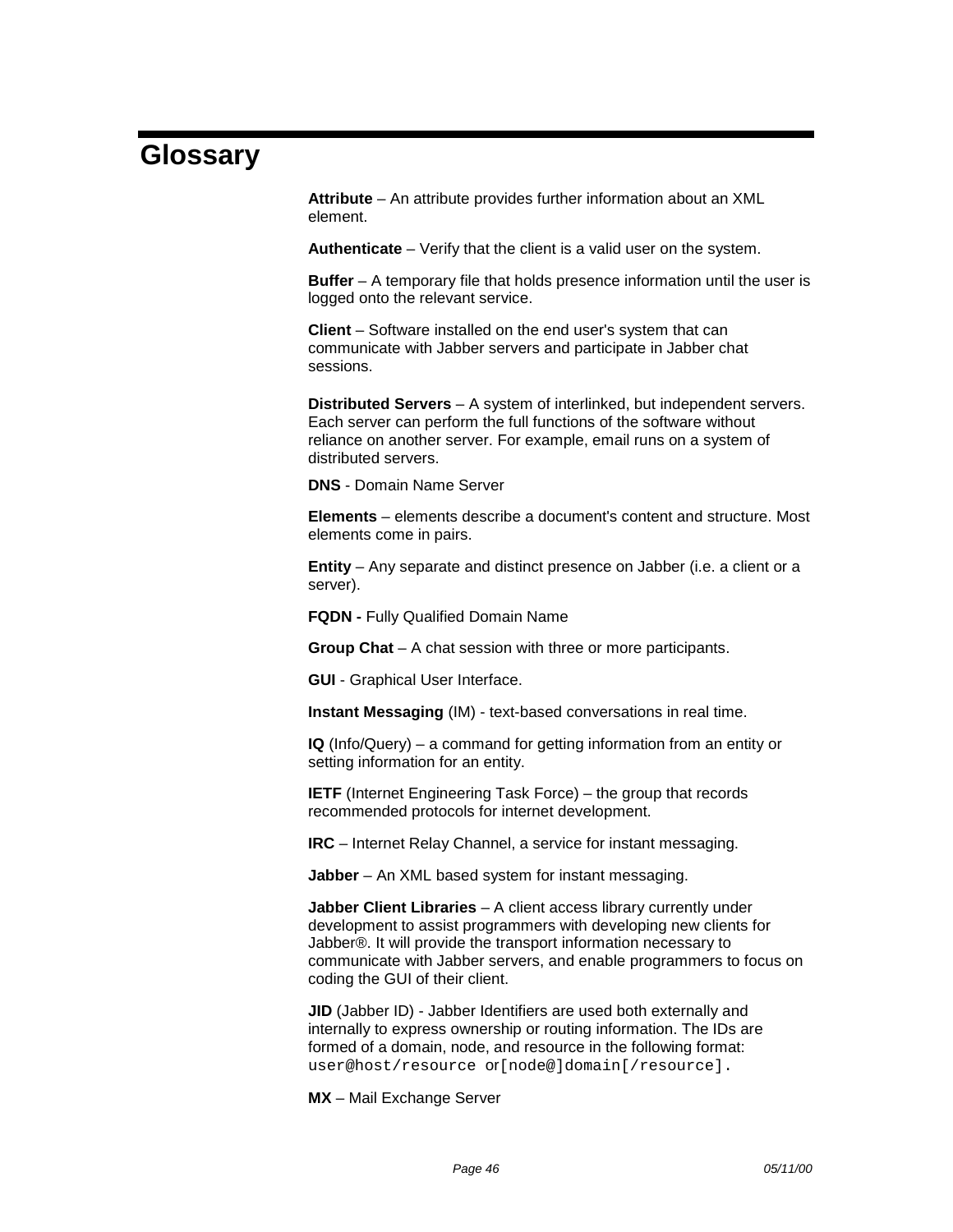# Glossary

**Attribute** – An attribute provides further information about an XML element.

**Authenticate** – Verify that the client is a valid user on the system.

**Buffer** – A temporary file that holds presence information until the user is logged onto the relevant service.

**Client** – Software installed on the end user's system that can communicate with Jabber servers and participate in Jabber chat sessions.

**Distributed Servers** – A system of interlinked, but independent servers. Each server can perform the full functions of the software without reliance on another server. For example, email runs on a system of distributed servers.

**DNS** - Domain Name Server

**Elements** – elements describe a document's content and structure. Most elements come in pairs.

**Entity** – Any separate and distinct presence on Jabber (i.e. a client or a server).

**FQDN -** Fully Qualified Domain Name

**Group Chat** – A chat session with three or more participants.

**GUI** - Graphical User Interface.

**Instant Messaging** (IM) - text-based conversations in real time.

**IQ** (Info/Query) – a command for getting information from an entity or setting information for an entity.

**IETF** (Internet Engineering Task Force) – the group that records recommended protocols for internet development.

**IRC** – Internet Relay Channel, a service for instant messaging.

**Jabber** – An XML based system for instant messaging.

**Jabber Client Libraries** – A client access library currently under development to assist programmers with developing new clients for Jabber®. It will provide the transport information necessary to communicate with Jabber servers, and enable programmers to focus on coding the GUI of their client.

**JID** (Jabber ID) - Jabber Identifiers are used both externally and internally to express ownership or routing information. The IDs are formed of a domain, node, and resource in the following format: `user@host/resource` or`[node@]domain[/resource].`

**MX** – Mail Exchange Server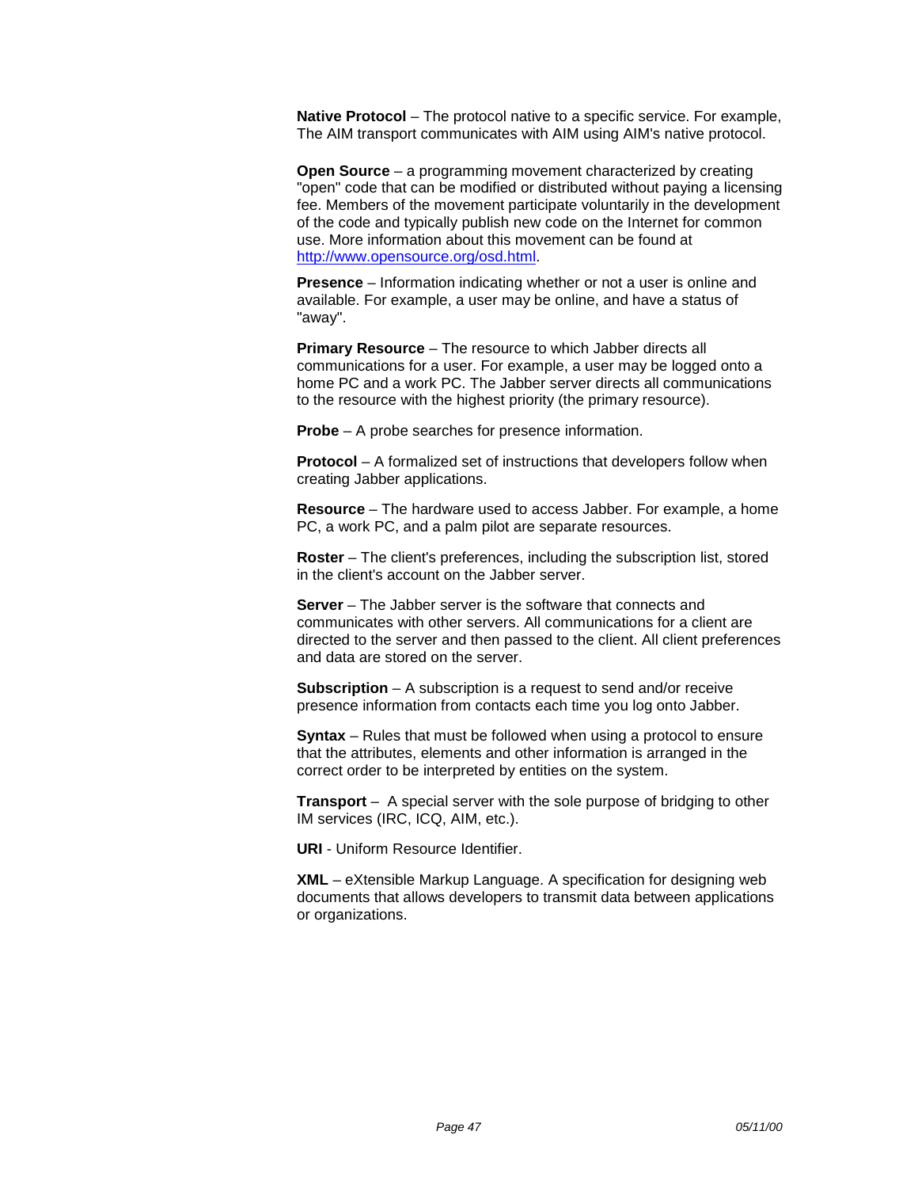**Native Protocol** – The protocol native to a specific service. For example, The AIM transport communicates with AIM using AIM's native protocol.

**Open Source** – a programming movement characterized by creating "open" code that can be modified or distributed without paying a licensing fee. Members of the movement participate voluntarily in the development of the code and typically publish new code on the Internet for common use. More information about this movement can be found at [http://www.opensource.org/osd.html](http://www.opensource.org/osd.html).

**Presence** – Information indicating whether or not a user is online and available. For example, a user may be online, and have a status of "away".

**Primary Resource** – The resource to which Jabber directs all communications for a user. For example, a user may be logged onto a home PC and a work PC. The Jabber server directs all communications to the resource with the highest priority (the primary resource).

**Probe** – A probe searches for presence information.

**Protocol** – A formalized set of instructions that developers follow when creating Jabber applications.

**Resource** – The hardware used to access Jabber. For example, a home PC, a work PC, and a palm pilot are separate resources.

**Roster** – The client's preferences, including the subscription list, stored in the client's account on the Jabber server.

**Server** – The Jabber server is the software that connects and communicates with other servers. All communications for a client are directed to the server and then passed to the client. All client preferences and data are stored on the server.

**Subscription** – A subscription is a request to send and/or receive presence information from contacts each time you log onto Jabber.

**Syntax** – Rules that must be followed when using a protocol to ensure that the attributes, elements and other information is arranged in the correct order to be interpreted by entities on the system.

**Transport** – A special server with the sole purpose of bridging to other IM services (IRC, ICQ, AIM, etc.).

**URI** - Uniform Resource Identifier.

**XML** – eXtensible Markup Language. A specification for designing web documents that allows developers to transmit data between applications or organizations.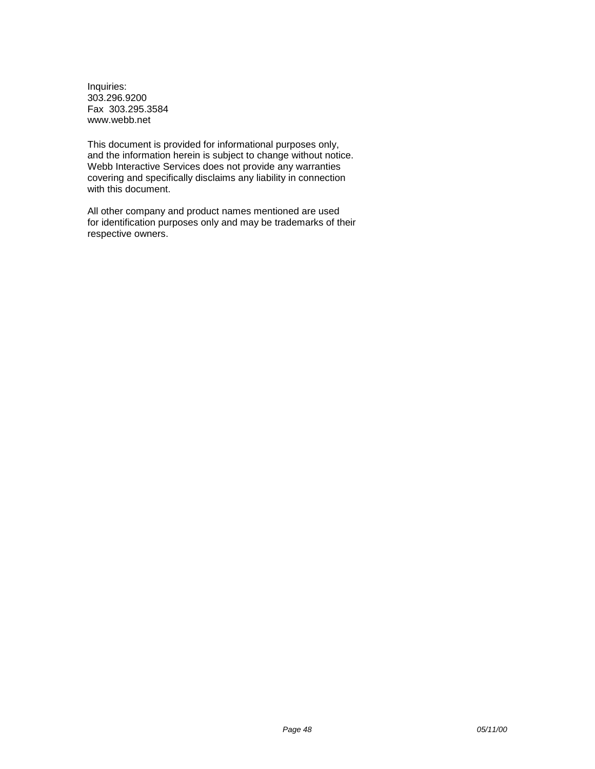Inquiries:
303.296.9200
Fax 303.295.3584
www.webb.net

This document is provided for informational purposes only, and the information herein is subject to change without notice. Webb Interactive Services does not provide any warranties covering and specifically disclaims any liability in connection with this document.

All other company and product names mentioned are used for identification purposes only and may be trademarks of their respective owners.